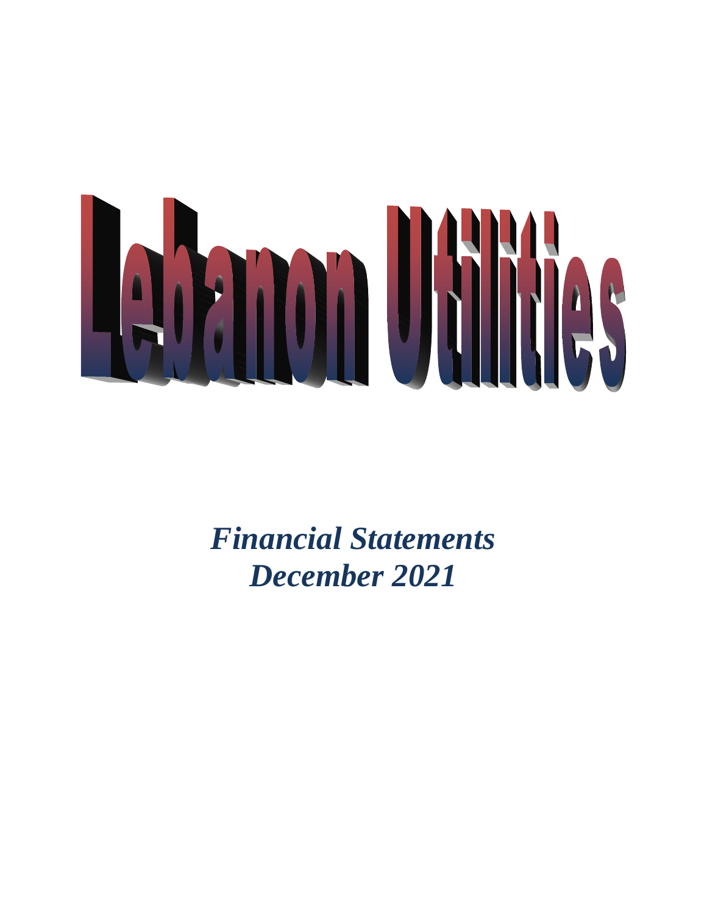# Lebanon Utilities

*Financial Statements*
*December 2021*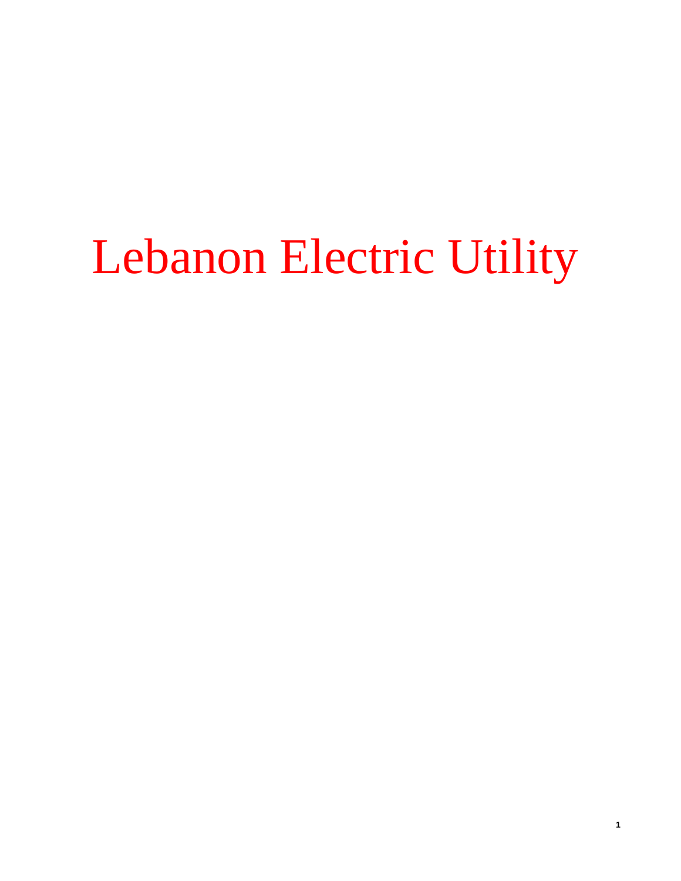# Lebanon Electric Utility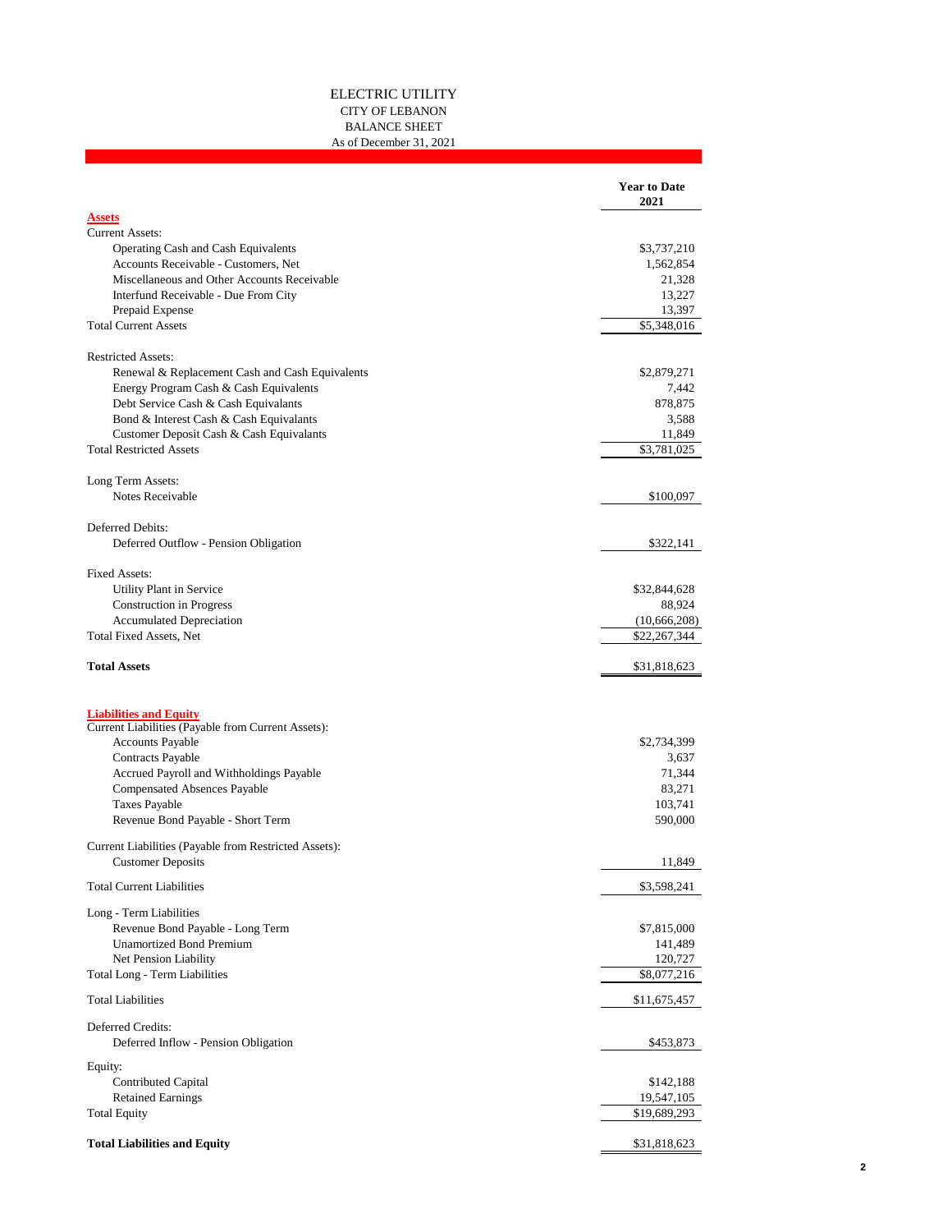# ELECTRIC UTILITY

## CITY OF LEBANON

## BALANCE SHEET

As of December 31, 2021

| | Year to Date 2021 |
|---|---|
| **Assets** | |
| Current Assets: | |
| Operating Cash and Cash Equivalents | $3,737,210 |
| Accounts Receivable - Customers, Net | 1,562,854 |
| Miscellaneous and Other Accounts Receivable | 21,328 |
| Interfund Receivable - Due From City | 13,227 |
| Prepaid Expense | 13,397 |
| Total Current Assets | $5,348,016 |
| | |
| Restricted Assets: | |
| Renewal & Replacement Cash and Cash Equivalents | $2,879,271 |
| Energy Program Cash & Cash Equivalents | 7,442 |
| Debt Service Cash & Cash Equivalants | 878,875 |
| Bond & Interest Cash & Cash Equivalants | 3,588 |
| Customer Deposit Cash & Cash Equivalants | 11,849 |
| Total Restricted Assets | $3,781,025 |
| | |
| Long Term Assets: | |
| Notes Receivable | $100,097 |
| | |
| Deferred Debits: | |
| Deferred Outflow - Pension Obligation | $322,141 |
| | |
| Fixed Assets: | |
| Utility Plant in Service | $32,844,628 |
| Construction in Progress | 88,924 |
| Accumulated Depreciation | (10,666,208) |
| Total Fixed Assets, Net | $22,267,344 |
| | |
| **Total Assets** | $31,818,623 |
| | |
| **Liabilities and Equity** | |
| Current Liabilities (Payable from Current Assets): | |
| Accounts Payable | $2,734,399 |
| Contracts Payable | 3,637 |
| Accrued Payroll and Withholdings Payable | 71,344 |
| Compensated Absences Payable | 83,271 |
| Taxes Payable | 103,741 |
| Revenue Bond Payable - Short Term | 590,000 |
| | |
| Current Liabilities (Payable from Restricted Assets): | |
| Customer Deposits | 11,849 |
| | |
| Total Current Liabilities | $3,598,241 |
| | |
| Long - Term Liabilities | |
| Revenue Bond Payable - Long Term | $7,815,000 |
| Unamortized Bond Premium | 141,489 |
| Net Pension Liability | 120,727 |
| Total Long - Term Liabilities | $8,077,216 |
| | |
| Total Liabilities | $11,675,457 |
| | |
| Deferred Credits: | |
| Deferred Inflow - Pension Obligation | $453,873 |
| | |
| Equity: | |
| Contributed Capital | $142,188 |
| Retained Earnings | 19,547,105 |
| Total Equity | $19,689,293 |
| | |
| **Total Liabilities and Equity** | $31,818,623 |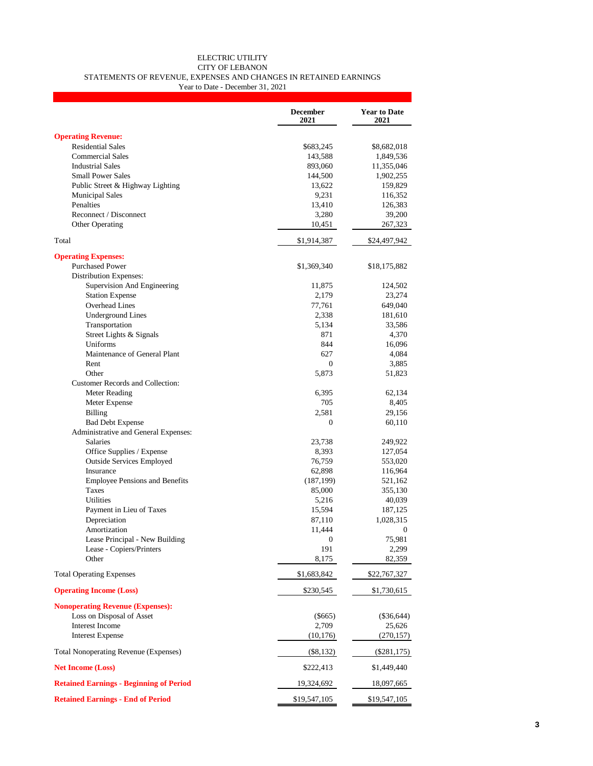ELECTRIC UTILITY
CITY OF LEBANON
STATEMENTS OF REVENUE, EXPENSES AND CHANGES IN RETAINED EARNINGS
Year to Date - December 31, 2021

| | December 2021 | Year to Date 2021 |
|---|---|---|
| **Operating Revenue:** | | |
| Residential Sales | $683,245 | $8,682,018 |
| Commercial Sales | 143,588 | 1,849,536 |
| Industrial Sales | 893,060 | 11,355,046 |
| Small Power Sales | 144,500 | 1,902,255 |
| Public Street & Highway Lighting | 13,622 | 159,829 |
| Municipal Sales | 9,231 | 116,352 |
| Penalties | 13,410 | 126,383 |
| Reconnect / Disconnect | 3,280 | 39,200 |
| Other Operating | 10,451 | 267,323 |
| Total | $1,914,387 | $24,497,942 |
| **Operating Expenses:** | | |
| Purchased Power | $1,369,340 | $18,175,882 |
| Distribution Expenses: | | |
| Supervision And Engineering | 11,875 | 124,502 |
| Station Expense | 2,179 | 23,274 |
| Overhead Lines | 77,761 | 649,040 |
| Underground Lines | 2,338 | 181,610 |
| Transportation | 5,134 | 33,586 |
| Street Lights & Signals | 871 | 4,370 |
| Uniforms | 844 | 16,096 |
| Maintenance of General Plant | 627 | 4,084 |
| Rent | 0 | 3,885 |
| Other | 5,873 | 51,823 |
| Customer Records and Collection: | | |
| Meter Reading | 6,395 | 62,134 |
| Meter Expense | 705 | 8,405 |
| Billing | 2,581 | 29,156 |
| Bad Debt Expense | 0 | 60,110 |
| Administrative and General Expenses: | | |
| Salaries | 23,738 | 249,922 |
| Office Supplies / Expense | 8,393 | 127,054 |
| Outside Services Employed | 76,759 | 553,020 |
| Insurance | 62,898 | 116,964 |
| Employee Pensions and Benefits | (187,199) | 521,162 |
| Taxes | 85,000 | 355,130 |
| Utilities | 5,216 | 40,039 |
| Payment in Lieu of Taxes | 15,594 | 187,125 |
| Depreciation | 87,110 | 1,028,315 |
| Amortization | 11,444 | 0 |
| Lease Principal - New Building | 0 | 75,981 |
| Lease - Copiers/Printers | 191 | 2,299 |
| Other | 8,175 | 82,359 |
| Total Operating Expenses | $1,683,842 | $22,767,327 |
| **Operating Income (Loss)** | $230,545 | $1,730,615 |
| **Nonoperating Revenue (Expenses):** | | |
| Loss on Disposal of Asset | ($665) | ($36,644) |
| Interest Income | 2,709 | 25,626 |
| Interest Expense | (10,176) | (270,157) |
| Total Nonoperating Revenue (Expenses) | ($8,132) | ($281,175) |
| **Net Income (Loss)** | $222,413 | $1,449,440 |
| **Retained Earnings - Beginning of Period** | 19,324,692 | 18,097,665 |
| **Retained Earnings - End of Period** | $19,547,105 | $19,547,105 |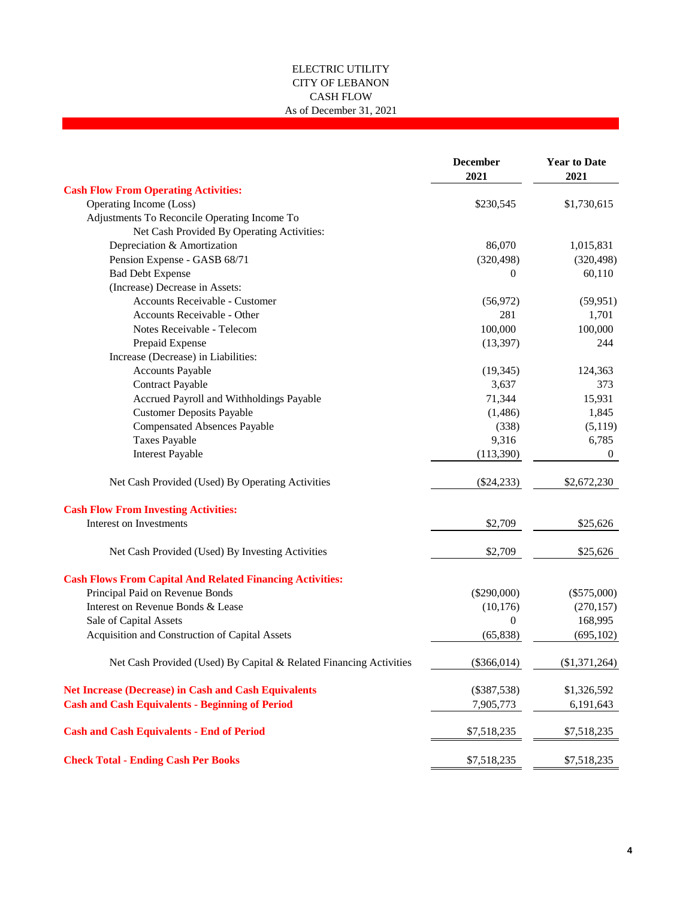# ELECTRIC UTILITY
## CITY OF LEBANON
## CASH FLOW
As of December 31, 2021

| | December 2021 | Year to Date 2021 |
|---|---|---|
| **Cash Flow From Operating Activities:** | | |
| Operating Income (Loss) | $230,545 | $1,730,615 |
| Adjustments To Reconcile Operating Income To | | |
| Net Cash Provided By Operating Activities: | | |
| Depreciation & Amortization | 86,070 | 1,015,831 |
| Pension Expense - GASB 68/71 | (320,498) | (320,498) |
| Bad Debt Expense | 0 | 60,110 |
| (Increase) Decrease in Assets: | | |
| Accounts Receivable - Customer | (56,972) | (59,951) |
| Accounts Receivable - Other | 281 | 1,701 |
| Notes Receivable - Telecom | 100,000 | 100,000 |
| Prepaid Expense | (13,397) | 244 |
| Increase (Decrease) in Liabilities: | | |
| Accounts Payable | (19,345) | 124,363 |
| Contract Payable | 3,637 | 373 |
| Accrued Payroll and Withholdings Payable | 71,344 | 15,931 |
| Customer Deposits Payable | (1,486) | 1,845 |
| Compensated Absences Payable | (338) | (5,119) |
| Taxes Payable | 9,316 | 6,785 |
| Interest Payable | (113,390) | 0 |
| Net Cash Provided (Used) By Operating Activities | ($24,233) | $2,672,230 |
| **Cash Flow From Investing Activities:** | | |
| Interest on Investments | $2,709 | $25,626 |
| Net Cash Provided (Used) By Investing Activities | $2,709 | $25,626 |
| **Cash Flows From Capital And Related Financing Activities:** | | |
| Principal Paid on Revenue Bonds | ($290,000) | ($575,000) |
| Interest on Revenue Bonds & Lease | (10,176) | (270,157) |
| Sale of Capital Assets | 0 | 168,995 |
| Acquisition and Construction of Capital Assets | (65,838) | (695,102) |
| Net Cash Provided (Used) By Capital & Related Financing Activities | ($366,014) | ($1,371,264) |
| **Net Increase (Decrease) in Cash and Cash Equivalents** | ($387,538) | $1,326,592 |
| **Cash and Cash Equivalents - Beginning of Period** | 7,905,773 | 6,191,643 |
| **Cash and Cash Equivalents - End of Period** | $7,518,235 | $7,518,235 |
| **Check Total - Ending Cash Per Books** | $7,518,235 | $7,518,235 |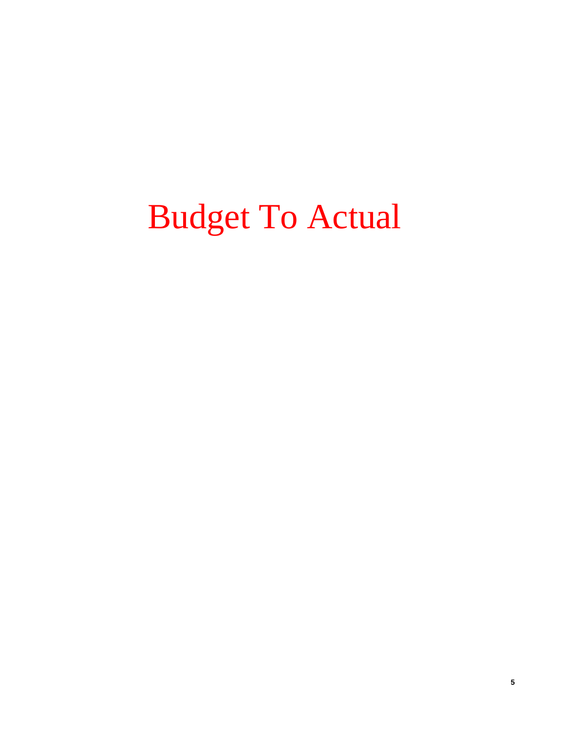# Budget To Actual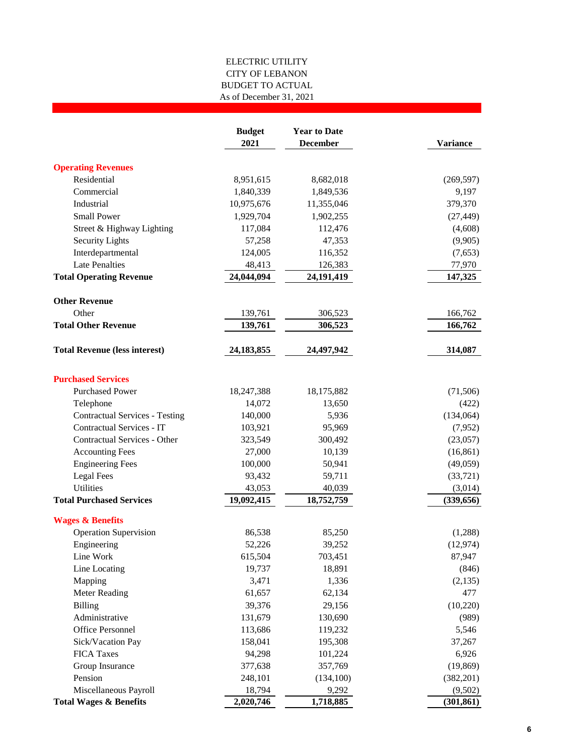ELECTRIC UTILITY
CITY OF LEBANON
BUDGET TO ACTUAL
As of December 31, 2021

| | Budget 2021 | Year to Date December | Variance |
|---|---|---|---|
| **Operating Revenues** | | | |
| Residential | 8,951,615 | 8,682,018 | (269,597) |
| Commercial | 1,840,339 | 1,849,536 | 9,197 |
| Industrial | 10,975,676 | 11,355,046 | 379,370 |
| Small Power | 1,929,704 | 1,902,255 | (27,449) |
| Street & Highway Lighting | 117,084 | 112,476 | (4,608) |
| Security Lights | 57,258 | 47,353 | (9,905) |
| Interdepartmental | 124,005 | 116,352 | (7,653) |
| Late Penalties | 48,413 | 126,383 | 77,970 |
| **Total Operating Revenue** | **24,044,094** | **24,191,419** | **147,325** |
| **Other Revenue** | | | |
| Other | 139,761 | 306,523 | 166,762 |
| **Total Other Revenue** | **139,761** | **306,523** | **166,762** |
| **Total Revenue (less interest)** | **24,183,855** | **24,497,942** | **314,087** |
| **Purchased Services** | | | |
| Purchased Power | 18,247,388 | 18,175,882 | (71,506) |
| Telephone | 14,072 | 13,650 | (422) |
| Contractual Services - Testing | 140,000 | 5,936 | (134,064) |
| Contractual Services - IT | 103,921 | 95,969 | (7,952) |
| Contractual Services - Other | 323,549 | 300,492 | (23,057) |
| Accounting Fees | 27,000 | 10,139 | (16,861) |
| Engineering Fees | 100,000 | 50,941 | (49,059) |
| Legal Fees | 93,432 | 59,711 | (33,721) |
| Utilities | 43,053 | 40,039 | (3,014) |
| **Total Purchased Services** | **19,092,415** | **18,752,759** | **(339,656)** |
| **Wages & Benefits** | | | |
| Operation Supervision | 86,538 | 85,250 | (1,288) |
| Engineering | 52,226 | 39,252 | (12,974) |
| Line Work | 615,504 | 703,451 | 87,947 |
| Line Locating | 19,737 | 18,891 | (846) |
| Mapping | 3,471 | 1,336 | (2,135) |
| Meter Reading | 61,657 | 62,134 | 477 |
| Billing | 39,376 | 29,156 | (10,220) |
| Administrative | 131,679 | 130,690 | (989) |
| Office Personnel | 113,686 | 119,232 | 5,546 |
| Sick/Vacation Pay | 158,041 | 195,308 | 37,267 |
| FICA Taxes | 94,298 | 101,224 | 6,926 |
| Group Insurance | 377,638 | 357,769 | (19,869) |
| Pension | 248,101 | (134,100) | (382,201) |
| Miscellaneous Payroll | 18,794 | 9,292 | (9,502) |
| **Total Wages & Benefits** | **2,020,746** | **1,718,885** | **(301,861)** |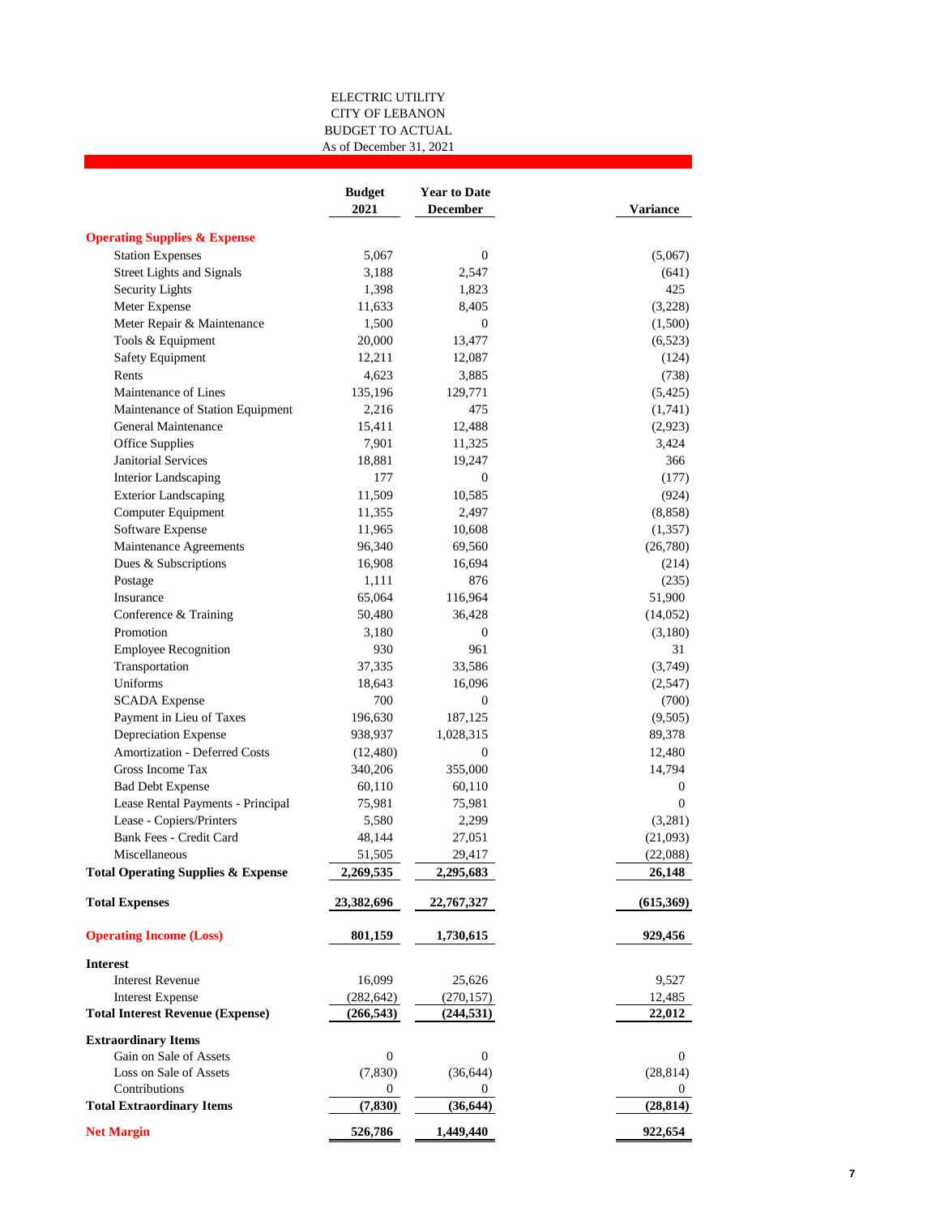ELECTRIC UTILITY
CITY OF LEBANON
BUDGET TO ACTUAL
As of December 31, 2021

| | Budget 2021 | Year to Date December | Variance |
|---|---|---|---|
| **Operating Supplies & Expense** | | | |
| Station Expenses | 5,067 | 0 | (5,067) |
| Street Lights and Signals | 3,188 | 2,547 | (641) |
| Security Lights | 1,398 | 1,823 | 425 |
| Meter Expense | 11,633 | 8,405 | (3,228) |
| Meter Repair & Maintenance | 1,500 | 0 | (1,500) |
| Tools & Equipment | 20,000 | 13,477 | (6,523) |
| Safety Equipment | 12,211 | 12,087 | (124) |
| Rents | 4,623 | 3,885 | (738) |
| Maintenance of Lines | 135,196 | 129,771 | (5,425) |
| Maintenance of Station Equipment | 2,216 | 475 | (1,741) |
| General Maintenance | 15,411 | 12,488 | (2,923) |
| Office Supplies | 7,901 | 11,325 | 3,424 |
| Janitorial Services | 18,881 | 19,247 | 366 |
| Interior Landscaping | 177 | 0 | (177) |
| Exterior Landscaping | 11,509 | 10,585 | (924) |
| Computer Equipment | 11,355 | 2,497 | (8,858) |
| Software Expense | 11,965 | 10,608 | (1,357) |
| Maintenance Agreements | 96,340 | 69,560 | (26,780) |
| Dues & Subscriptions | 16,908 | 16,694 | (214) |
| Postage | 1,111 | 876 | (235) |
| Insurance | 65,064 | 116,964 | 51,900 |
| Conference & Training | 50,480 | 36,428 | (14,052) |
| Promotion | 3,180 | 0 | (3,180) |
| Employee Recognition | 930 | 961 | 31 |
| Transportation | 37,335 | 33,586 | (3,749) |
| Uniforms | 18,643 | 16,096 | (2,547) |
| SCADA Expense | 700 | 0 | (700) |
| Payment in Lieu of Taxes | 196,630 | 187,125 | (9,505) |
| Depreciation Expense | 938,937 | 1,028,315 | 89,378 |
| Amortization - Deferred Costs | (12,480) | 0 | 12,480 |
| Gross Income Tax | 340,206 | 355,000 | 14,794 |
| Bad Debt Expense | 60,110 | 60,110 | 0 |
| Lease Rental Payments - Principal | 75,981 | 75,981 | 0 |
| Lease - Copiers/Printers | 5,580 | 2,299 | (3,281) |
| Bank Fees - Credit Card | 48,144 | 27,051 | (21,093) |
| Miscellaneous | 51,505 | 29,417 | (22,088) |
| **Total Operating Supplies & Expense** | **2,269,535** | **2,295,683** | **26,148** |
| **Total Expenses** | **23,382,696** | **22,767,327** | **(615,369)** |
| **Operating Income (Loss)** | **801,159** | **1,730,615** | **929,456** |
| **Interest** | | | |
| Interest Revenue | 16,099 | 25,626 | 9,527 |
| Interest Expense | (282,642) | (270,157) | 12,485 |
| **Total Interest Revenue (Expense)** | **(266,543)** | **(244,531)** | **22,012** |
| **Extraordinary Items** | | | |
| Gain on Sale of Assets | 0 | 0 | 0 |
| Loss on Sale of Assets | (7,830) | (36,644) | (28,814) |
| Contributions | 0 | 0 | 0 |
| **Total Extraordinary Items** | **(7,830)** | **(36,644)** | **(28,814)** |
| **Net Margin** | **526,786** | **1,449,440** | **922,654** |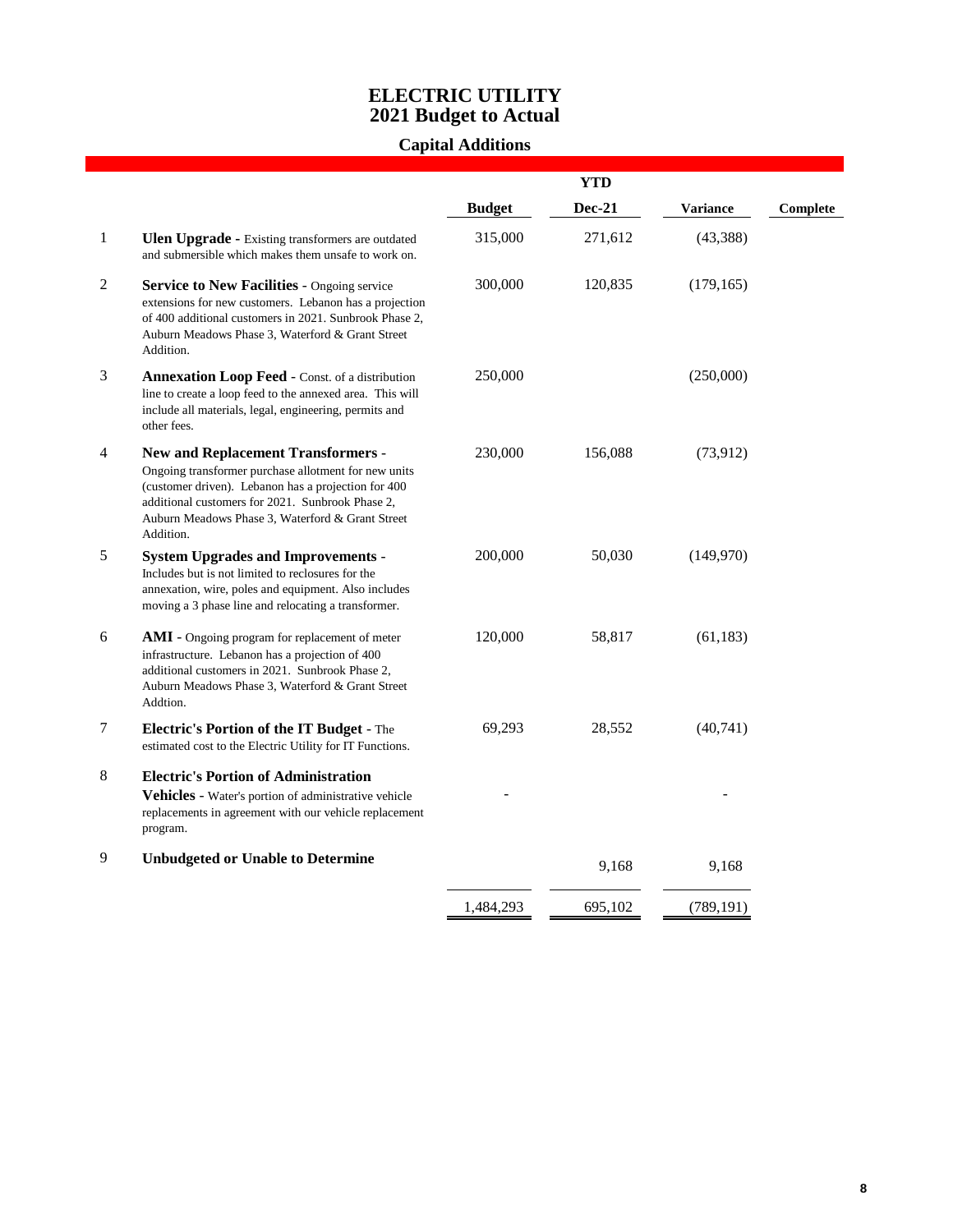# ELECTRIC UTILITY
# 2021 Budget to Actual

## Capital Additions

| | | Budget | YTD Dec-21 | Variance | Complete |
|---|---|---|---|---|---|
| 1 | **Ulen Upgrade** - Existing transformers are outdated and submersible which makes them unsafe to work on. | 315,000 | 271,612 | (43,388) | |
| 2 | **Service to New Facilities** - Ongoing service extensions for new customers. Lebanon has a projection of 400 additional customers in 2021. Sunbrook Phase 2, Auburn Meadows Phase 3, Waterford & Grant Street Addition. | 300,000 | 120,835 | (179,165) | |
| 3 | **Annexation Loop Feed** - Const. of a distribution line to create a loop feed to the annexed area. This will include all materials, legal, engineering, permits and other fees. | 250,000 | | (250,000) | |
| 4 | **New and Replacement Transformers** - Ongoing transformer purchase allotment for new units (customer driven). Lebanon has a projection for 400 additional customers for 2021. Sunbrook Phase 2, Auburn Meadows Phase 3, Waterford & Grant Street Addition. | 230,000 | 156,088 | (73,912) | |
| 5 | **System Upgrades and Improvements** - Includes but is not limited to reclosures for the annexation, wire, poles and equipment. Also includes moving a 3 phase line and relocating a transformer. | 200,000 | 50,030 | (149,970) | |
| 6 | **AMI** - Ongoing program for replacement of meter infrastructure. Lebanon has a projection of 400 additional customers in 2021. Sunbrook Phase 2, Auburn Meadows Phase 3, Waterford & Grant Street Addtion. | 120,000 | 58,817 | (61,183) | |
| 7 | **Electric's Portion of the IT Budget** - The estimated cost to the Electric Utility for IT Functions. | 69,293 | 28,552 | (40,741) | |
| 8 | **Electric's Portion of Administration Vehicles** - Water's portion of administrative vehicle replacements in agreement with our vehicle replacement program. | - | | - | |
| 9 | **Unbudgeted or Unable to Determine** | | 9,168 | 9,168 | |
| | | 1,484,293 | 695,102 | (789,191) | |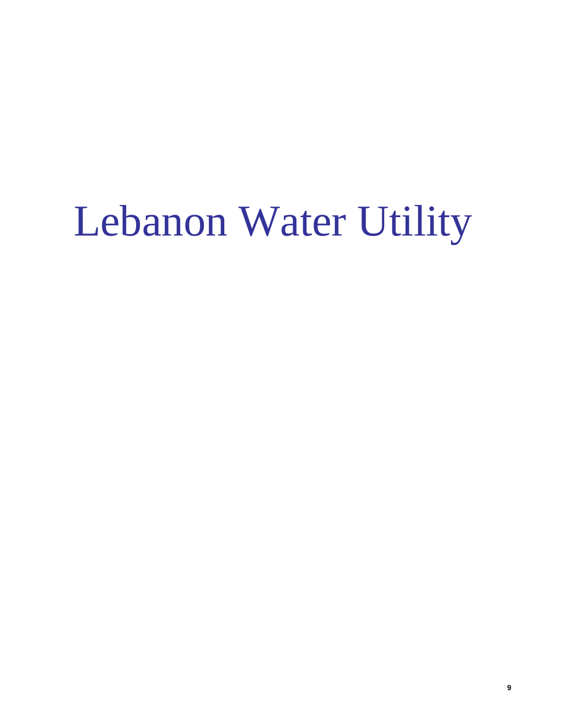# Lebanon Water Utility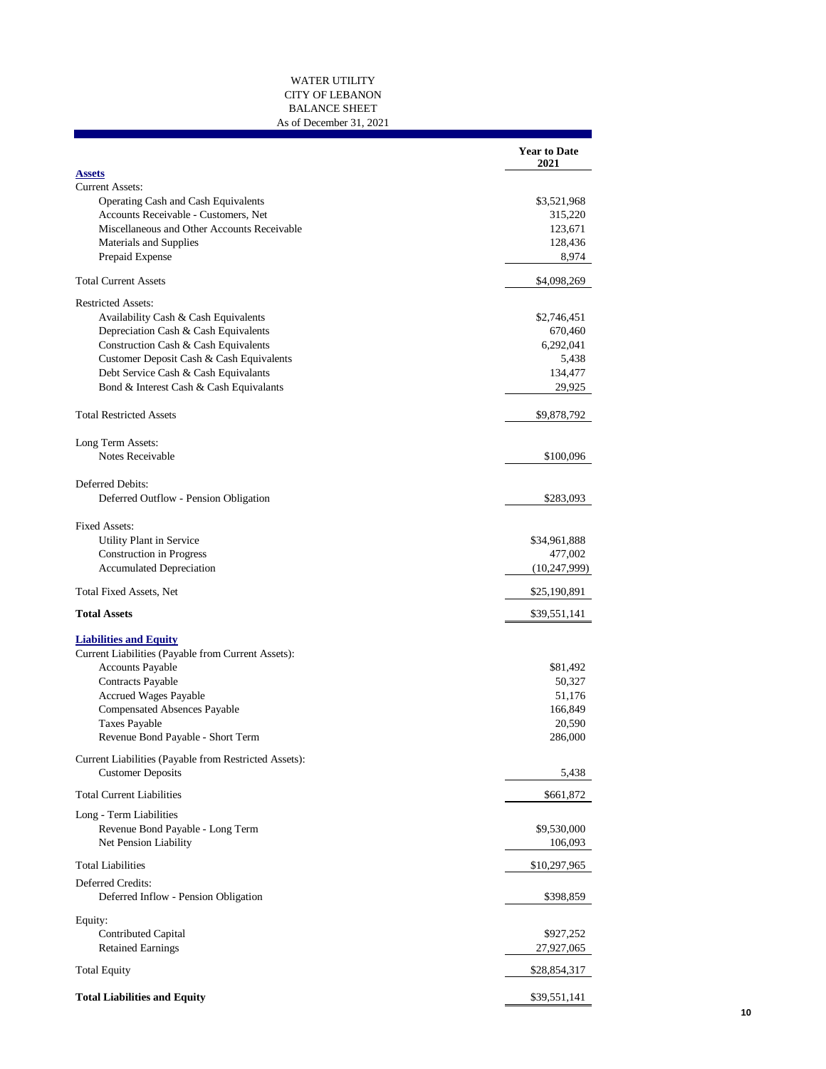# WATER UTILITY
## CITY OF LEBANON
## BALANCE SHEET
### As of December 31, 2021

| | Year to Date 2021 |
|---|---|
| **Assets** | |
| Current Assets: | |
| Operating Cash and Cash Equivalents | $3,521,968 |
| Accounts Receivable - Customers, Net | 315,220 |
| Miscellaneous and Other Accounts Receivable | 123,671 |
| Materials and Supplies | 128,436 |
| Prepaid Expense | 8,974 |
| Total Current Assets | $4,098,269 |
| Restricted Assets: | |
| Availability Cash & Cash Equivalents | $2,746,451 |
| Depreciation Cash & Cash Equivalents | 670,460 |
| Construction Cash & Cash Equivalents | 6,292,041 |
| Customer Deposit Cash & Cash Equivalents | 5,438 |
| Debt Service Cash & Cash Equivalants | 134,477 |
| Bond & Interest Cash & Cash Equivalants | 29,925 |
| Total Restricted Assets | $9,878,792 |
| Long Term Assets: | |
| Notes Receivable | $100,096 |
| Deferred Debits: | |
| Deferred Outflow - Pension Obligation | $283,093 |
| Fixed Assets: | |
| Utility Plant in Service | $34,961,888 |
| Construction in Progress | 477,002 |
| Accumulated Depreciation | (10,247,999) |
| Total Fixed Assets, Net | $25,190,891 |
| **Total Assets** | $39,551,141 |
| **Liabilities and Equity** | |
| Current Liabilities (Payable from Current Assets): | |
| Accounts Payable | $81,492 |
| Contracts Payable | 50,327 |
| Accrued Wages Payable | 51,176 |
| Compensated Absences Payable | 166,849 |
| Taxes Payable | 20,590 |
| Revenue Bond Payable - Short Term | 286,000 |
| Current Liabilities (Payable from Restricted Assets): | |
| Customer Deposits | 5,438 |
| Total Current Liabilities | $661,872 |
| Long - Term Liabilities | |
| Revenue Bond Payable - Long Term | $9,530,000 |
| Net Pension Liability | 106,093 |
| Total Liabilities | $10,297,965 |
| Deferred Credits: | |
| Deferred Inflow - Pension Obligation | $398,859 |
| Equity: | |
| Contributed Capital | $927,252 |
| Retained Earnings | 27,927,065 |
| Total Equity | $28,854,317 |
| **Total Liabilities and Equity** | $39,551,141 |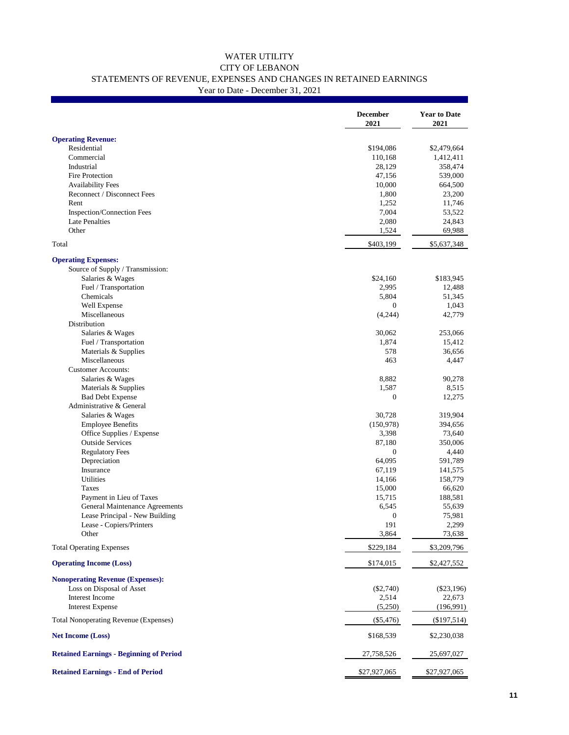# WATER UTILITY
## CITY OF LEBANON
### STATEMENTS OF REVENUE, EXPENSES AND CHANGES IN RETAINED EARNINGS
Year to Date - December 31, 2021

| | December 2021 | Year to Date 2021 |
|---|---|---|
| **Operating Revenue:** | | |
| Residential | $194,086 | $2,479,664 |
| Commercial | 110,168 | 1,412,411 |
| Industrial | 28,129 | 358,474 |
| Fire Protection | 47,156 | 539,000 |
| Availability Fees | 10,000 | 664,500 |
| Reconnect / Disconnect Fees | 1,800 | 23,200 |
| Rent | 1,252 | 11,746 |
| Inspection/Connection Fees | 7,004 | 53,522 |
| Late Penalties | 2,080 | 24,843 |
| Other | 1,524 | 69,988 |
| Total | $403,199 | $5,637,348 |
| **Operating Expenses:** | | |
| Source of Supply / Transmission: | | |
| Salaries & Wages | $24,160 | $183,945 |
| Fuel / Transportation | 2,995 | 12,488 |
| Chemicals | 5,804 | 51,345 |
| Well Expense | 0 | 1,043 |
| Miscellaneous | (4,244) | 42,779 |
| Distribution | | |
| Salaries & Wages | 30,062 | 253,066 |
| Fuel / Transportation | 1,874 | 15,412 |
| Materials & Supplies | 578 | 36,656 |
| Miscellaneous | 463 | 4,447 |
| Customer Accounts: | | |
| Salaries & Wages | 8,882 | 90,278 |
| Materials & Supplies | 1,587 | 8,515 |
| Bad Debt Expense | 0 | 12,275 |
| Administrative & General | | |
| Salaries & Wages | 30,728 | 319,904 |
| Employee Benefits | (150,978) | 394,656 |
| Office Supplies / Expense | 3,398 | 73,640 |
| Outside Services | 87,180 | 350,006 |
| Regulatory Fees | 0 | 4,440 |
| Depreciation | 64,095 | 591,789 |
| Insurance | 67,119 | 141,575 |
| Utilities | 14,166 | 158,779 |
| Taxes | 15,000 | 66,620 |
| Payment in Lieu of Taxes | 15,715 | 188,581 |
| General Maintenance Agreements | 6,545 | 55,639 |
| Lease Principal - New Building | 0 | 75,981 |
| Lease - Copiers/Printers | 191 | 2,299 |
| Other | 3,864 | 73,638 |
| Total Operating Expenses | $229,184 | $3,209,796 |
| **Operating Income (Loss)** | $174,015 | $2,427,552 |
| **Nonoperating Revenue (Expenses):** | | |
| Loss on Disposal of Asset | ($2,740) | ($23,196) |
| Interest Income | 2,514 | 22,673 |
| Interest Expense | (5,250) | (196,991) |
| Total Nonoperating Revenue (Expenses) | ($5,476) | ($197,514) |
| **Net Income (Loss)** | $168,539 | $2,230,038 |
| **Retained Earnings - Beginning of Period** | 27,758,526 | 25,697,027 |
| **Retained Earnings - End of Period** | $27,927,065 | $27,927,065 |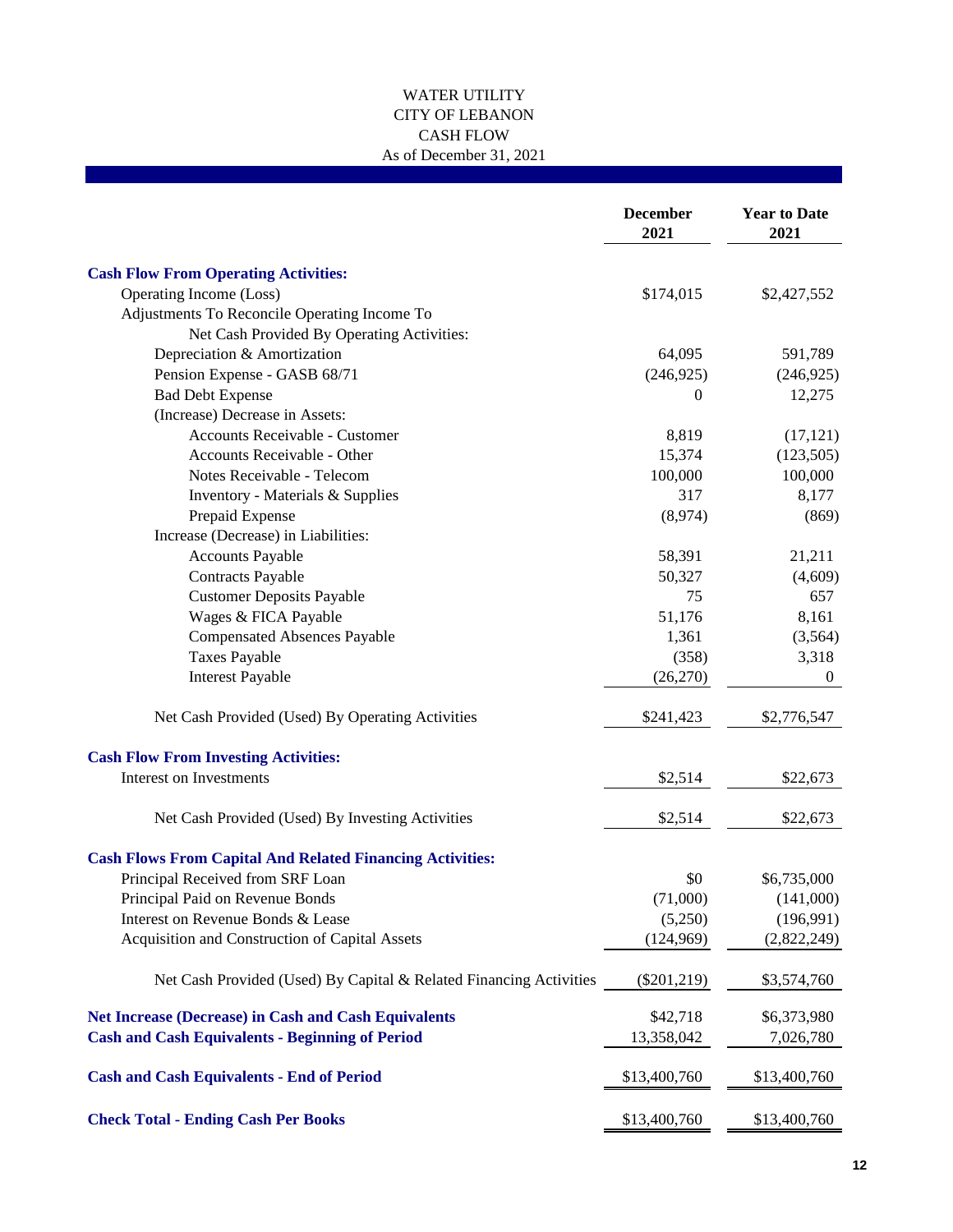# WATER UTILITY
## CITY OF LEBANON
## CASH FLOW
### As of December 31, 2021

| | December 2021 | Year to Date 2021 |
|---|---|---|
| **Cash Flow From Operating Activities:** | | |
| Operating Income (Loss) | $174,015 | $2,427,552 |
| Adjustments To Reconcile Operating Income To | | |
| Net Cash Provided By Operating Activities: | | |
| Depreciation & Amortization | 64,095 | 591,789 |
| Pension Expense - GASB 68/71 | (246,925) | (246,925) |
| Bad Debt Expense | 0 | 12,275 |
| (Increase) Decrease in Assets: | | |
| Accounts Receivable - Customer | 8,819 | (17,121) |
| Accounts Receivable - Other | 15,374 | (123,505) |
| Notes Receivable - Telecom | 100,000 | 100,000 |
| Inventory - Materials & Supplies | 317 | 8,177 |
| Prepaid Expense | (8,974) | (869) |
| Increase (Decrease) in Liabilities: | | |
| Accounts Payable | 58,391 | 21,211 |
| Contracts Payable | 50,327 | (4,609) |
| Customer Deposits Payable | 75 | 657 |
| Wages & FICA Payable | 51,176 | 8,161 |
| Compensated Absences Payable | 1,361 | (3,564) |
| Taxes Payable | (358) | 3,318 |
| Interest Payable | (26,270) | 0 |
| Net Cash Provided (Used) By Operating Activities | $241,423 | $2,776,547 |
| **Cash Flow From Investing Activities:** | | |
| Interest on Investments | $2,514 | $22,673 |
| Net Cash Provided (Used) By Investing Activities | $2,514 | $22,673 |
| **Cash Flows From Capital And Related Financing Activities:** | | |
| Principal Received from SRF Loan | $0 | $6,735,000 |
| Principal Paid on Revenue Bonds | (71,000) | (141,000) |
| Interest on Revenue Bonds & Lease | (5,250) | (196,991) |
| Acquisition and Construction of Capital Assets | (124,969) | (2,822,249) |
| Net Cash Provided (Used) By Capital & Related Financing Activities | ($201,219) | $3,574,760 |
| **Net Increase (Decrease) in Cash and Cash Equivalents** | $42,718 | $6,373,980 |
| **Cash and Cash Equivalents - Beginning of Period** | 13,358,042 | 7,026,780 |
| **Cash and Cash Equivalents - End of Period** | $13,400,760 | $13,400,760 |
| **Check Total - Ending Cash Per Books** | $13,400,760 | $13,400,760 |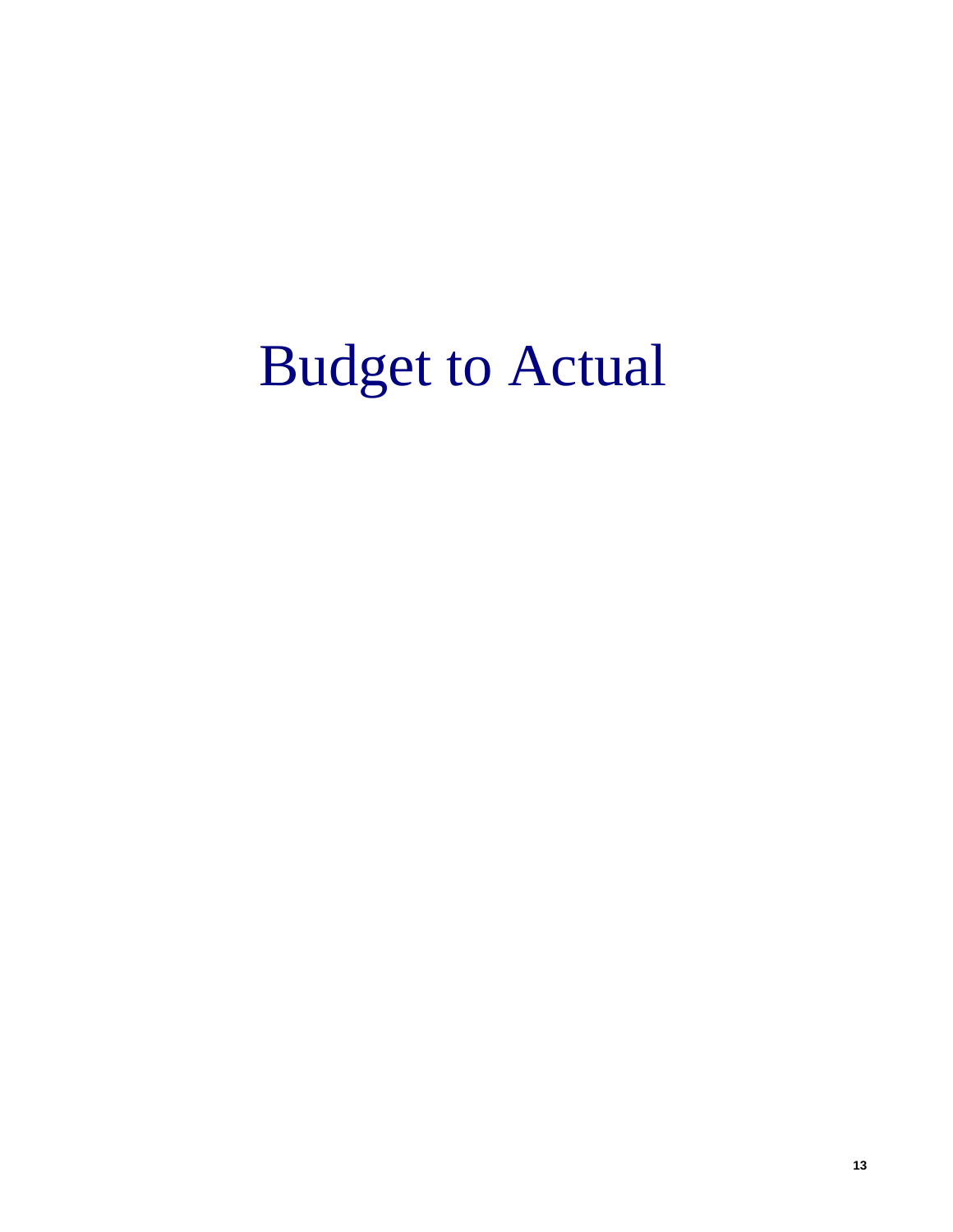# Budget to Actual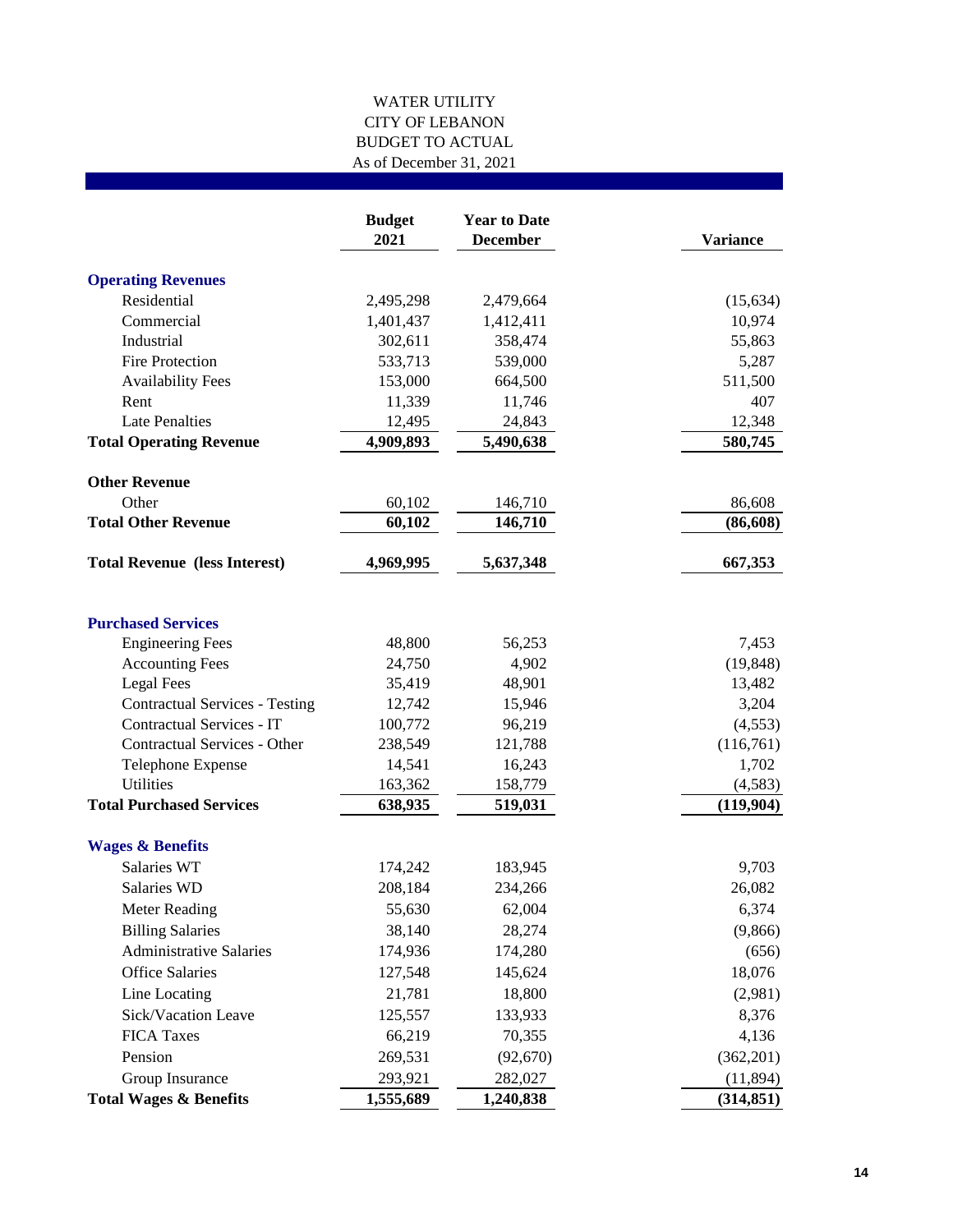WATER UTILITY
CITY OF LEBANON
BUDGET TO ACTUAL
As of December 31, 2021

| | Budget 2021 | Year to Date December | Variance |
|---|---|---|---|
| **Operating Revenues** | | | |
| Residential | 2,495,298 | 2,479,664 | (15,634) |
| Commercial | 1,401,437 | 1,412,411 | 10,974 |
| Industrial | 302,611 | 358,474 | 55,863 |
| Fire Protection | 533,713 | 539,000 | 5,287 |
| Availability Fees | 153,000 | 664,500 | 511,500 |
| Rent | 11,339 | 11,746 | 407 |
| Late Penalties | 12,495 | 24,843 | 12,348 |
| **Total Operating Revenue** | **4,909,893** | **5,490,638** | **580,745** |
| **Other Revenue** | | | |
| Other | 60,102 | 146,710 | 86,608 |
| **Total Other Revenue** | **60,102** | **146,710** | **(86,608)** |
| **Total Revenue (less Interest)** | **4,969,995** | **5,637,348** | **667,353** |
| **Purchased Services** | | | |
| Engineering Fees | 48,800 | 56,253 | 7,453 |
| Accounting Fees | 24,750 | 4,902 | (19,848) |
| Legal Fees | 35,419 | 48,901 | 13,482 |
| Contractual Services - Testing | 12,742 | 15,946 | 3,204 |
| Contractual Services - IT | 100,772 | 96,219 | (4,553) |
| Contractual Services - Other | 238,549 | 121,788 | (116,761) |
| Telephone Expense | 14,541 | 16,243 | 1,702 |
| Utilities | 163,362 | 158,779 | (4,583) |
| **Total Purchased Services** | **638,935** | **519,031** | **(119,904)** |
| **Wages & Benefits** | | | |
| Salaries WT | 174,242 | 183,945 | 9,703 |
| Salaries WD | 208,184 | 234,266 | 26,082 |
| Meter Reading | 55,630 | 62,004 | 6,374 |
| Billing Salaries | 38,140 | 28,274 | (9,866) |
| Administrative Salaries | 174,936 | 174,280 | (656) |
| Office Salaries | 127,548 | 145,624 | 18,076 |
| Line Locating | 21,781 | 18,800 | (2,981) |
| Sick/Vacation Leave | 125,557 | 133,933 | 8,376 |
| FICA Taxes | 66,219 | 70,355 | 4,136 |
| Pension | 269,531 | (92,670) | (362,201) |
| Group Insurance | 293,921 | 282,027 | (11,894) |
| **Total Wages & Benefits** | **1,555,689** | **1,240,838** | **(314,851)** |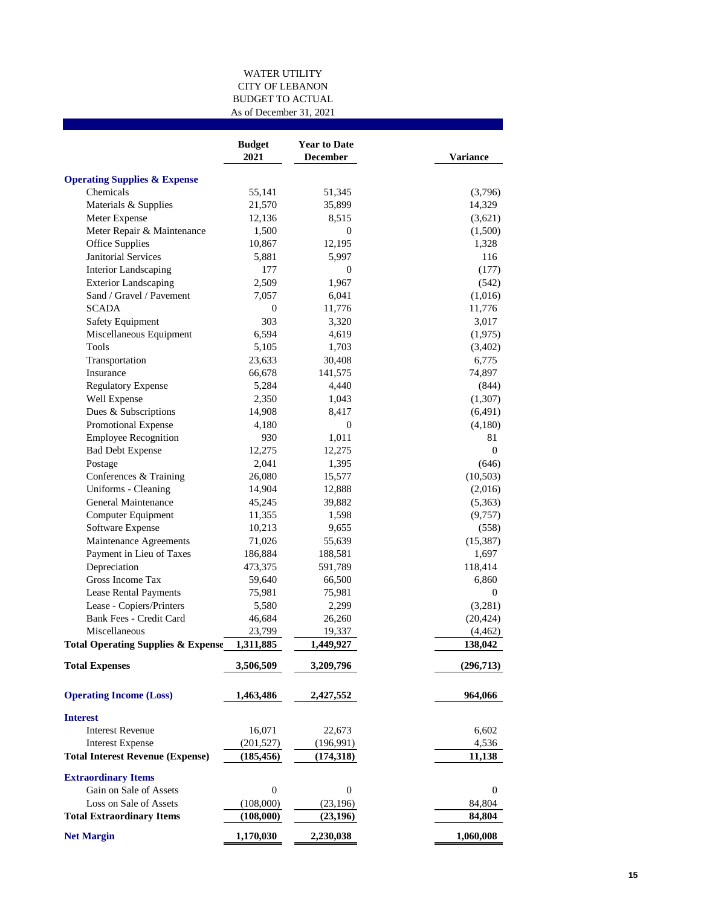# WATER UTILITY
## CITY OF LEBANON
## BUDGET TO ACTUAL
### As of December 31, 2021

| | Budget 2021 | Year to Date December | Variance |
|---|---|---|---|
| **Operating Supplies & Expense** | | | |
| Chemicals | 55,141 | 51,345 | (3,796) |
| Materials & Supplies | 21,570 | 35,899 | 14,329 |
| Meter Expense | 12,136 | 8,515 | (3,621) |
| Meter Repair & Maintenance | 1,500 | 0 | (1,500) |
| Office Supplies | 10,867 | 12,195 | 1,328 |
| Janitorial Services | 5,881 | 5,997 | 116 |
| Interior Landscaping | 177 | 0 | (177) |
| Exterior Landscaping | 2,509 | 1,967 | (542) |
| Sand / Gravel / Pavement | 7,057 | 6,041 | (1,016) |
| SCADA | 0 | 11,776 | 11,776 |
| Safety Equipment | 303 | 3,320 | 3,017 |
| Miscellaneous Equipment | 6,594 | 4,619 | (1,975) |
| Tools | 5,105 | 1,703 | (3,402) |
| Transportation | 23,633 | 30,408 | 6,775 |
| Insurance | 66,678 | 141,575 | 74,897 |
| Regulatory Expense | 5,284 | 4,440 | (844) |
| Well Expense | 2,350 | 1,043 | (1,307) |
| Dues & Subscriptions | 14,908 | 8,417 | (6,491) |
| Promotional Expense | 4,180 | 0 | (4,180) |
| Employee Recognition | 930 | 1,011 | 81 |
| Bad Debt Expense | 12,275 | 12,275 | 0 |
| Postage | 2,041 | 1,395 | (646) |
| Conferences & Training | 26,080 | 15,577 | (10,503) |
| Uniforms - Cleaning | 14,904 | 12,888 | (2,016) |
| General Maintenance | 45,245 | 39,882 | (5,363) |
| Computer Equipment | 11,355 | 1,598 | (9,757) |
| Software Expense | 10,213 | 9,655 | (558) |
| Maintenance Agreements | 71,026 | 55,639 | (15,387) |
| Payment in Lieu of Taxes | 186,884 | 188,581 | 1,697 |
| Depreciation | 473,375 | 591,789 | 118,414 |
| Gross Income Tax | 59,640 | 66,500 | 6,860 |
| Lease Rental Payments | 75,981 | 75,981 | 0 |
| Lease - Copiers/Printers | 5,580 | 2,299 | (3,281) |
| Bank Fees - Credit Card | 46,684 | 26,260 | (20,424) |
| Miscellaneous | 23,799 | 19,337 | (4,462) |
| **Total Operating Supplies & Expense** | **1,311,885** | **1,449,927** | **138,042** |
| **Total Expenses** | **3,506,509** | **3,209,796** | **(296,713)** |
| **Operating Income (Loss)** | **1,463,486** | **2,427,552** | **964,066** |
| **Interest** | | | |
| Interest Revenue | 16,071 | 22,673 | 6,602 |
| Interest Expense | (201,527) | (196,991) | 4,536 |
| **Total Interest Revenue (Expense)** | **(185,456)** | **(174,318)** | **11,138** |
| **Extraordinary Items** | | | |
| Gain on Sale of Assets | 0 | 0 | 0 |
| Loss on Sale of Assets | (108,000) | (23,196) | 84,804 |
| **Total Extraordinary Items** | **(108,000)** | **(23,196)** | **84,804** |
| **Net Margin** | **1,170,030** | **2,230,038** | **1,060,008** |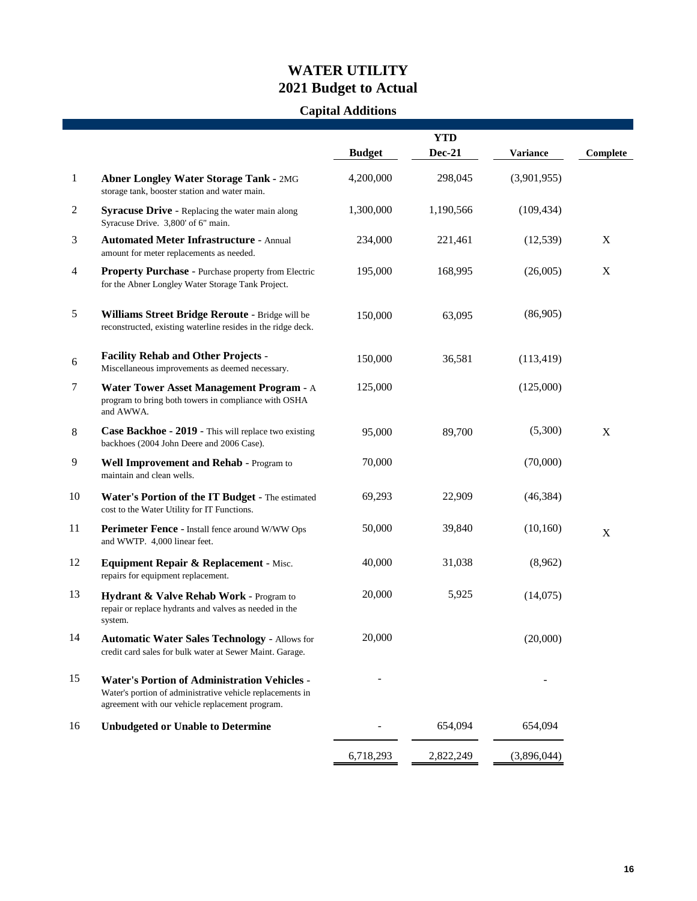# WATER UTILITY
# 2021 Budget to Actual

## Capital Additions

| # | Project | Budget | YTD Dec-21 | Variance | Complete |
|---|---|---|---|---|---|
| 1 | **Abner Longley Water Storage Tank -** 2MG storage tank, booster station and water main. | 4,200,000 | 298,045 | (3,901,955) | |
| 2 | **Syracuse Drive -** Replacing the water main along Syracuse Drive. 3,800' of 6" main. | 1,300,000 | 1,190,566 | (109,434) | |
| 3 | **Automated Meter Infrastructure -** Annual amount for meter replacements as needed. | 234,000 | 221,461 | (12,539) | X |
| 4 | **Property Purchase -** Purchase property from Electric for the Abner Longley Water Storage Tank Project. | 195,000 | 168,995 | (26,005) | X |
| 5 | **Williams Street Bridge Reroute -** Bridge will be reconstructed, existing waterline resides in the ridge deck. | 150,000 | 63,095 | (86,905) | |
| 6 | **Facility Rehab and Other Projects -** Miscellaneous improvements as deemed necessary. | 150,000 | 36,581 | (113,419) | |
| 7 | **Water Tower Asset Management Program -** A program to bring both towers in compliance with OSHA and AWWA. | 125,000 | | (125,000) | |
| 8 | **Case Backhoe - 2019 -** This will replace two existing backhoes (2004 John Deere and 2006 Case). | 95,000 | 89,700 | (5,300) | X |
| 9 | **Well Improvement and Rehab -** Program to maintain and clean wells. | 70,000 | | (70,000) | |
| 10 | **Water's Portion of the IT Budget -** The estimated cost to the Water Utility for IT Functions. | 69,293 | 22,909 | (46,384) | |
| 11 | **Perimeter Fence -** Install fence around W/WW Ops and WWTP. 4,000 linear feet. | 50,000 | 39,840 | (10,160) | X |
| 12 | **Equipment Repair & Replacement -** Misc. repairs for equipment replacement. | 40,000 | 31,038 | (8,962) | |
| 13 | **Hydrant & Valve Rehab Work -** Program to repair or replace hydrants and valves as needed in the system. | 20,000 | 5,925 | (14,075) | |
| 14 | **Automatic Water Sales Technology -** Allows for credit card sales for bulk water at Sewer Maint. Garage. | 20,000 | | (20,000) | |
| 15 | **Water's Portion of Administration Vehicles -** Water's portion of administrative vehicle replacements in agreement with our vehicle replacement program. | - | | - | |
| 16 | **Unbudgeted or Unable to Determine** | - | 654,094 | 654,094 | |
| | | 6,718,293 | 2,822,249 | (3,896,044) | |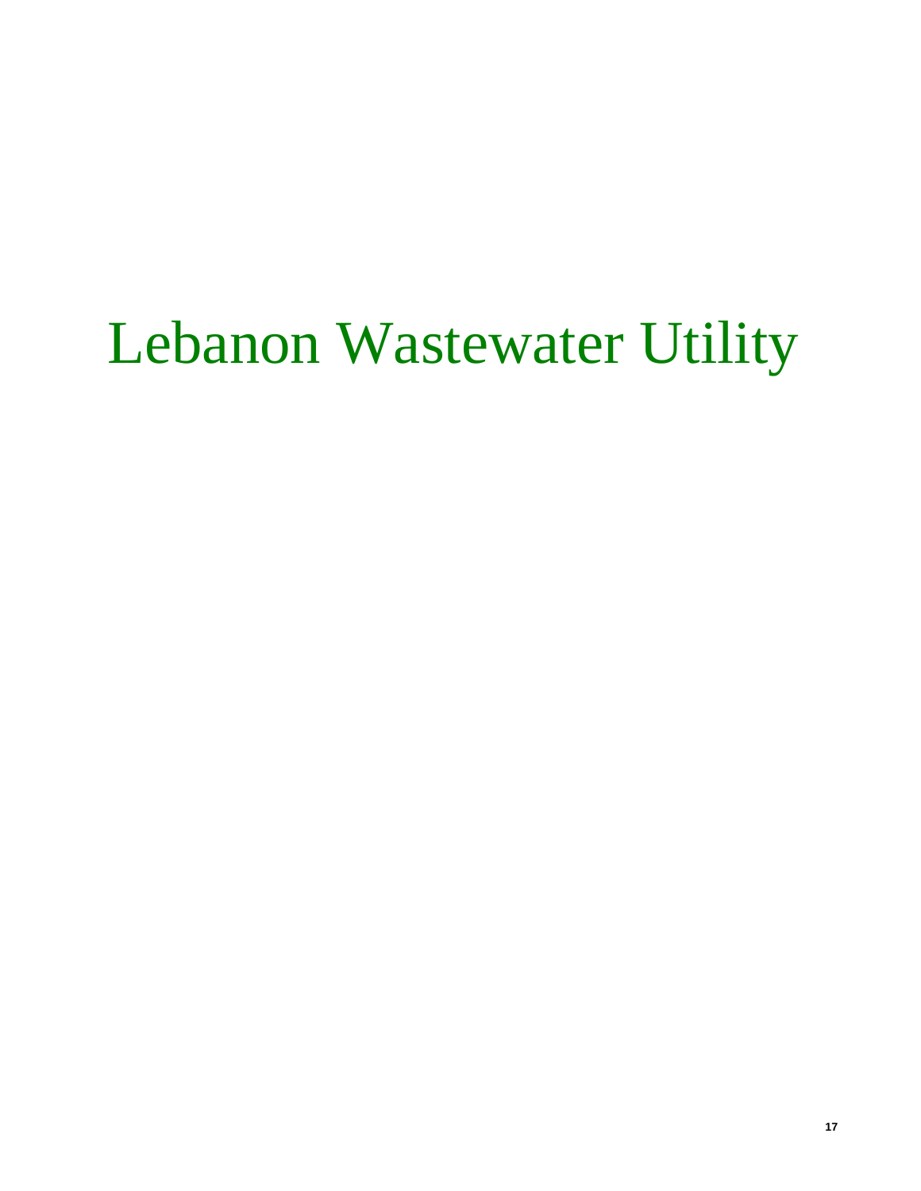# Lebanon Wastewater Utility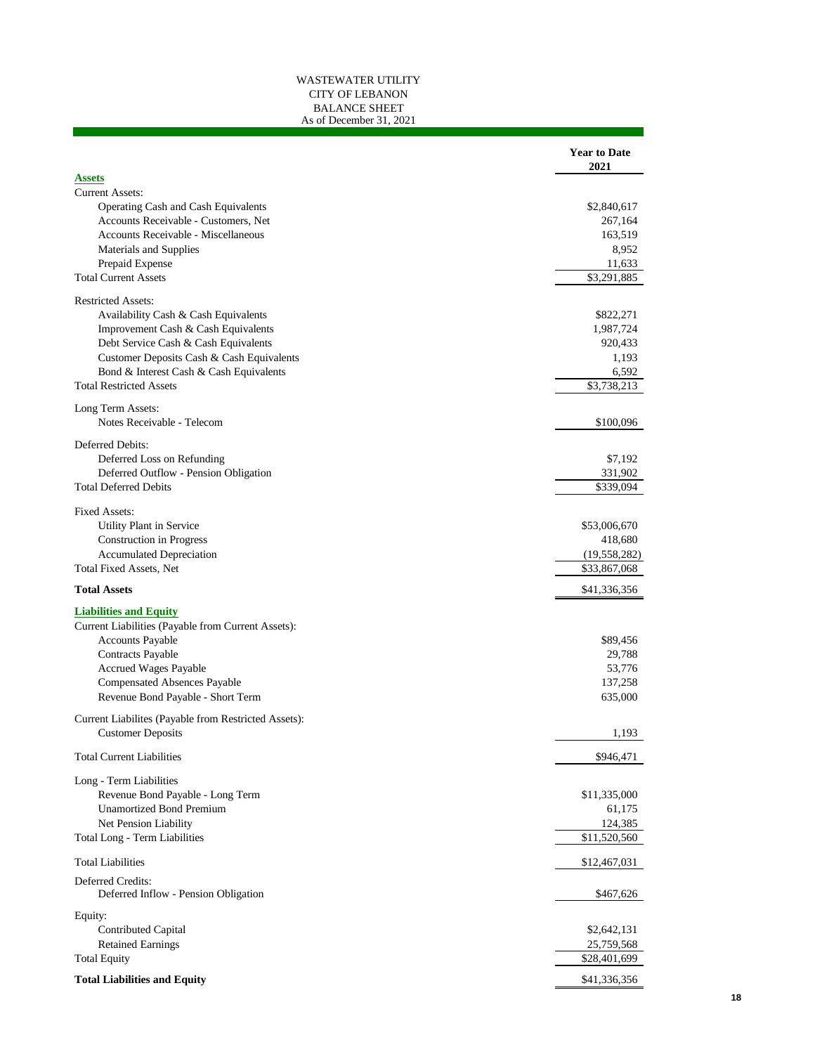# WASTEWATER UTILITY
## CITY OF LEBANON
## BALANCE SHEET
### As of December 31, 2021

| | Year to Date 2021 |
|---|---|
| **Assets** | |
| Current Assets: | |
| Operating Cash and Cash Equivalents | $2,840,617 |
| Accounts Receivable - Customers, Net | 267,164 |
| Accounts Receivable - Miscellaneous | 163,519 |
| Materials and Supplies | 8,952 |
| Prepaid Expense | 11,633 |
| Total Current Assets | $3,291,885 |
| Restricted Assets: | |
| Availability Cash & Cash Equivalents | $822,271 |
| Improvement Cash & Cash Equivalents | 1,987,724 |
| Debt Service Cash & Cash Equivalents | 920,433 |
| Customer Deposits Cash & Cash Equivalents | 1,193 |
| Bond & Interest Cash & Cash Equivalents | 6,592 |
| Total Restricted Assets | $3,738,213 |
| Long Term Assets: | |
| Notes Receivable - Telecom | $100,096 |
| Deferred Debits: | |
| Deferred Loss on Refunding | $7,192 |
| Deferred Outflow - Pension Obligation | 331,902 |
| Total Deferred Debits | $339,094 |
| Fixed Assets: | |
| Utility Plant in Service | $53,006,670 |
| Construction in Progress | 418,680 |
| Accumulated Depreciation | (19,558,282) |
| Total Fixed Assets, Net | $33,867,068 |
| **Total Assets** | $41,336,356 |
| **Liabilities and Equity** | |
| Current Liabilities (Payable from Current Assets): | |
| Accounts Payable | $89,456 |
| Contracts Payable | 29,788 |
| Accrued Wages Payable | 53,776 |
| Compensated Absences Payable | 137,258 |
| Revenue Bond Payable - Short Term | 635,000 |
| Current Liabilites (Payable from Restricted Assets): | |
| Customer Deposits | 1,193 |
| Total Current Liabilities | $946,471 |
| Long - Term Liabilities | |
| Revenue Bond Payable - Long Term | $11,335,000 |
| Unamortized Bond Premium | 61,175 |
| Net Pension Liability | 124,385 |
| Total Long - Term Liabilities | $11,520,560 |
| Total Liabilities | $12,467,031 |
| Deferred Credits: | |
| Deferred Inflow - Pension Obligation | $467,626 |
| Equity: | |
| Contributed Capital | $2,642,131 |
| Retained Earnings | 25,759,568 |
| Total Equity | $28,401,699 |
| **Total Liabilities and Equity** | $41,336,356 |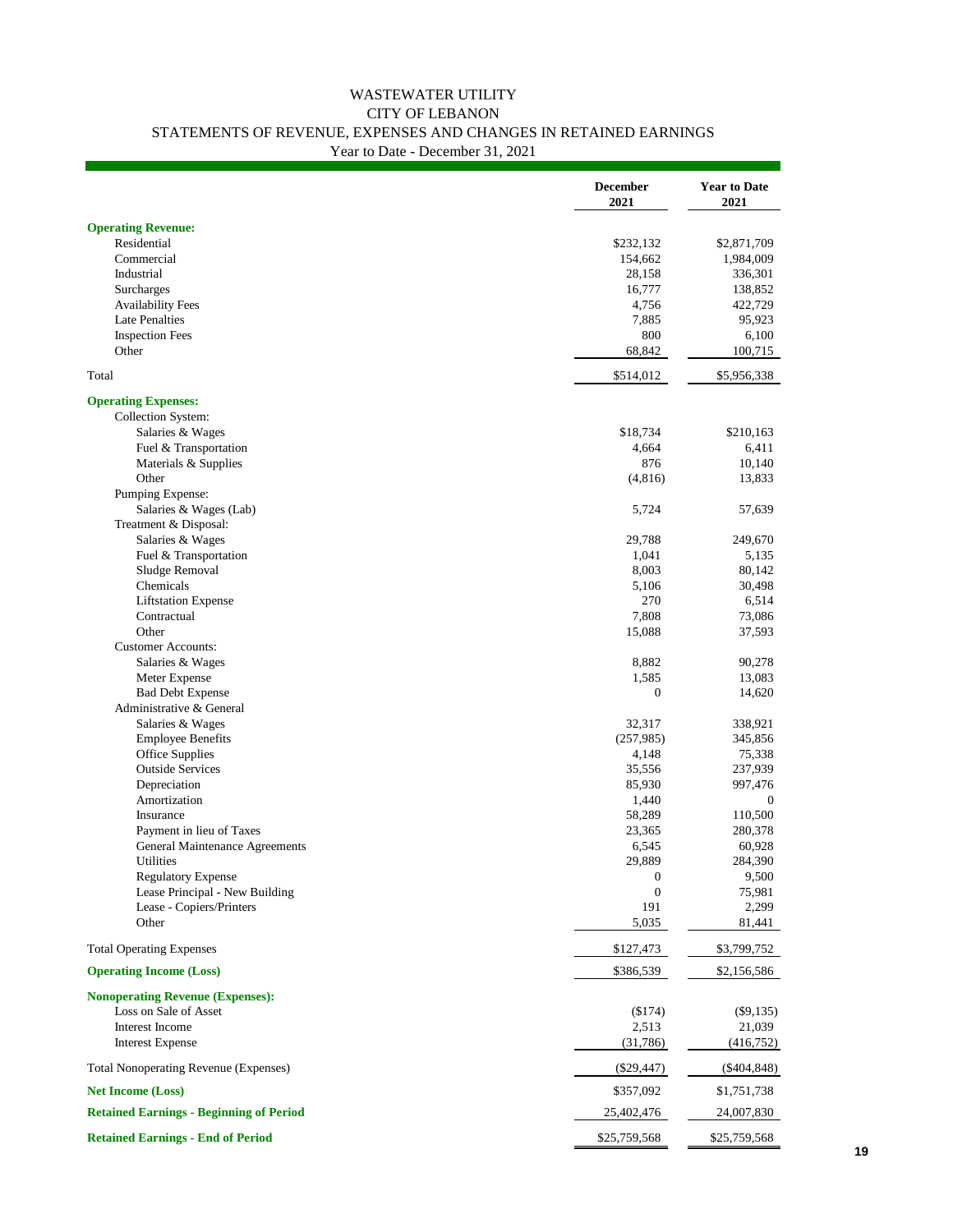# WASTEWATER UTILITY
## CITY OF LEBANON
## STATEMENTS OF REVENUE, EXPENSES AND CHANGES IN RETAINED EARNINGS
### Year to Date - December 31, 2021

| | December 2021 | Year to Date 2021 |
|---|---|---|
| **Operating Revenue:** | | |
| Residential | $232,132 | $2,871,709 |
| Commercial | 154,662 | 1,984,009 |
| Industrial | 28,158 | 336,301 |
| Surcharges | 16,777 | 138,852 |
| Availability Fees | 4,756 | 422,729 |
| Late Penalties | 7,885 | 95,923 |
| Inspection Fees | 800 | 6,100 |
| Other | 68,842 | 100,715 |
| Total | $514,012 | $5,956,338 |
| **Operating Expenses:** | | |
| Collection System: | | |
| Salaries & Wages | $18,734 | $210,163 |
| Fuel & Transportation | 4,664 | 6,411 |
| Materials & Supplies | 876 | 10,140 |
| Other | (4,816) | 13,833 |
| Pumping Expense: | | |
| Salaries & Wages (Lab) | 5,724 | 57,639 |
| Treatment & Disposal: | | |
| Salaries & Wages | 29,788 | 249,670 |
| Fuel & Transportation | 1,041 | 5,135 |
| Sludge Removal | 8,003 | 80,142 |
| Chemicals | 5,106 | 30,498 |
| Liftstation Expense | 270 | 6,514 |
| Contractual | 7,808 | 73,086 |
| Other | 15,088 | 37,593 |
| Customer Accounts: | | |
| Salaries & Wages | 8,882 | 90,278 |
| Meter Expense | 1,585 | 13,083 |
| Bad Debt Expense | 0 | 14,620 |
| Administrative & General | | |
| Salaries & Wages | 32,317 | 338,921 |
| Employee Benefits | (257,985) | 345,856 |
| Office Supplies | 4,148 | 75,338 |
| Outside Services | 35,556 | 237,939 |
| Depreciation | 85,930 | 997,476 |
| Amortization | 1,440 | 0 |
| Insurance | 58,289 | 110,500 |
| Payment in lieu of Taxes | 23,365 | 280,378 |
| General Maintenance Agreements | 6,545 | 60,928 |
| Utilities | 29,889 | 284,390 |
| Regulatory Expense | 0 | 9,500 |
| Lease Principal - New Building | 0 | 75,981 |
| Lease - Copiers/Printers | 191 | 2,299 |
| Other | 5,035 | 81,441 |
| Total Operating Expenses | $127,473 | $3,799,752 |
| **Operating Income (Loss)** | $386,539 | $2,156,586 |
| **Nonoperating Revenue (Expenses):** | | |
| Loss on Sale of Asset | ($174) | ($9,135) |
| Interest Income | 2,513 | 21,039 |
| Interest Expense | (31,786) | (416,752) |
| Total Nonoperating Revenue (Expenses) | ($29,447) | ($404,848) |
| **Net Income (Loss)** | $357,092 | $1,751,738 |
| **Retained Earnings - Beginning of Period** | 25,402,476 | 24,007,830 |
| **Retained Earnings - End of Period** | $25,759,568 | $25,759,568 |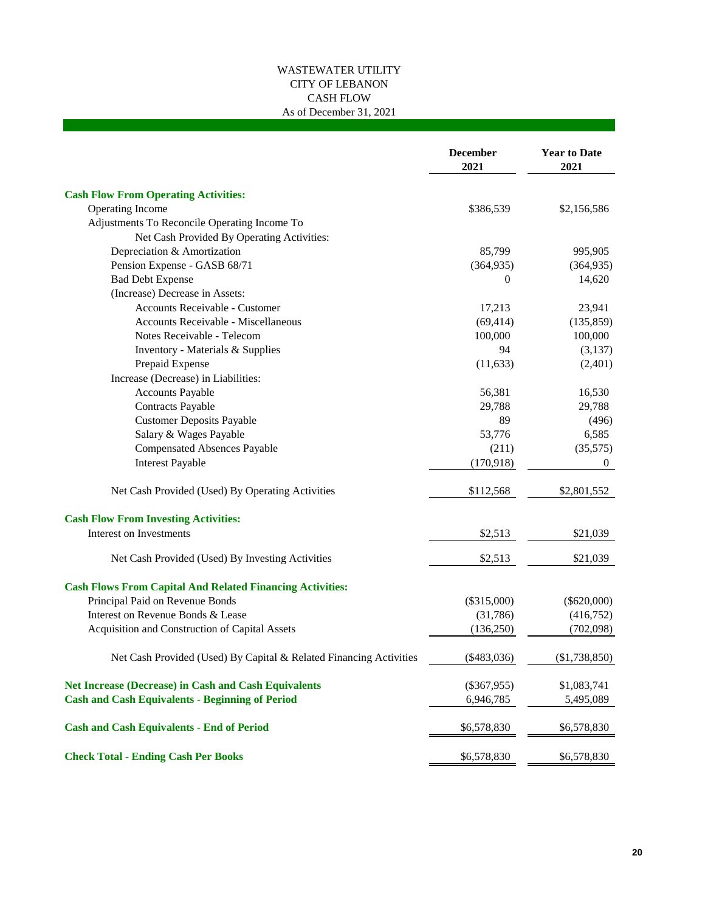# WASTEWATER UTILITY
## CITY OF LEBANON
## CASH FLOW
As of December 31, 2021

| | December 2021 | Year to Date 2021 |
|---|---|---|
| **Cash Flow From Operating Activities:** | | |
| Operating Income | $386,539 | $2,156,586 |
| Adjustments To Reconcile Operating Income To | | |
| Net Cash Provided By Operating Activities: | | |
| Depreciation & Amortization | 85,799 | 995,905 |
| Pension Expense - GASB 68/71 | (364,935) | (364,935) |
| Bad Debt Expense | 0 | 14,620 |
| (Increase) Decrease in Assets: | | |
| Accounts Receivable - Customer | 17,213 | 23,941 |
| Accounts Receivable - Miscellaneous | (69,414) | (135,859) |
| Notes Receivable - Telecom | 100,000 | 100,000 |
| Inventory - Materials & Supplies | 94 | (3,137) |
| Prepaid Expense | (11,633) | (2,401) |
| Increase (Decrease) in Liabilities: | | |
| Accounts Payable | 56,381 | 16,530 |
| Contracts Payable | 29,788 | 29,788 |
| Customer Deposits Payable | 89 | (496) |
| Salary & Wages Payable | 53,776 | 6,585 |
| Compensated Absences Payable | (211) | (35,575) |
| Interest Payable | (170,918) | 0 |
| Net Cash Provided (Used) By Operating Activities | $112,568 | $2,801,552 |
| **Cash Flow From Investing Activities:** | | |
| Interest on Investments | $2,513 | $21,039 |
| Net Cash Provided (Used) By Investing Activities | $2,513 | $21,039 |
| **Cash Flows From Capital And Related Financing Activities:** | | |
| Principal Paid on Revenue Bonds | ($315,000) | ($620,000) |
| Interest on Revenue Bonds & Lease | (31,786) | (416,752) |
| Acquisition and Construction of Capital Assets | (136,250) | (702,098) |
| Net Cash Provided (Used) By Capital & Related Financing Activities | ($483,036) | ($1,738,850) |
| **Net Increase (Decrease) in Cash and Cash Equivalents** | ($367,955) | $1,083,741 |
| **Cash and Cash Equivalents - Beginning of Period** | 6,946,785 | 5,495,089 |
| **Cash and Cash Equivalents - End of Period** | $6,578,830 | $6,578,830 |
| **Check Total - Ending Cash Per Books** | $6,578,830 | $6,578,830 |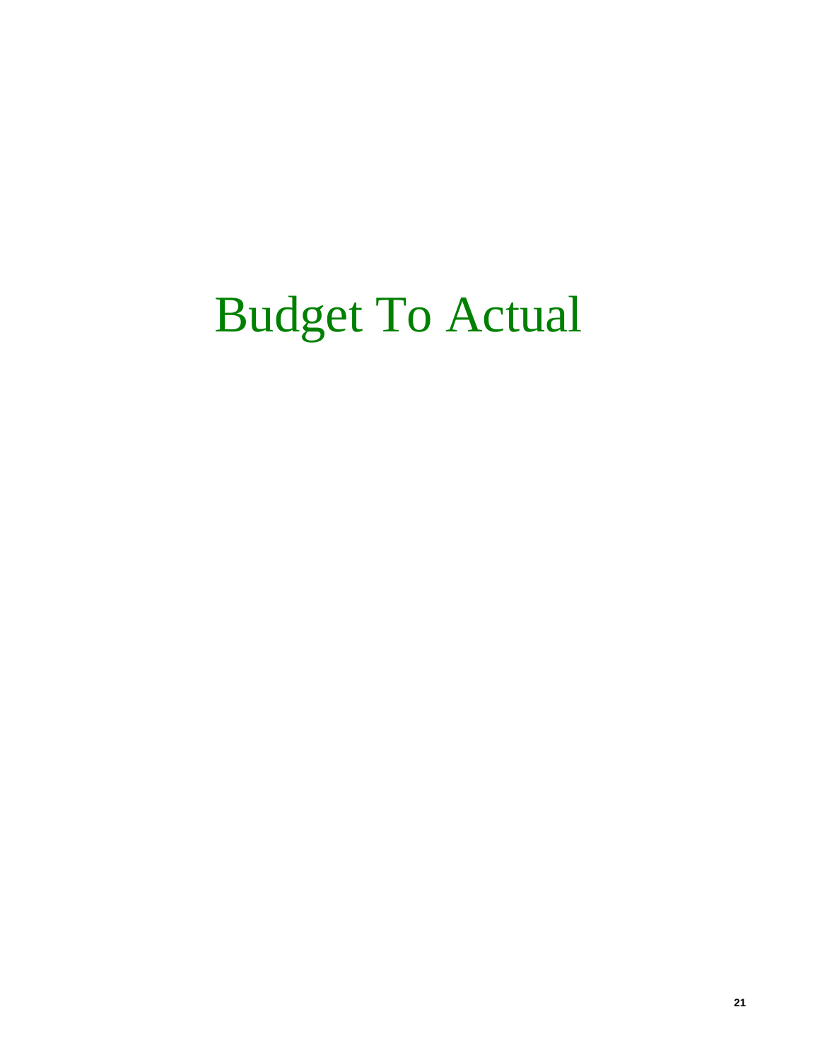# Budget To Actual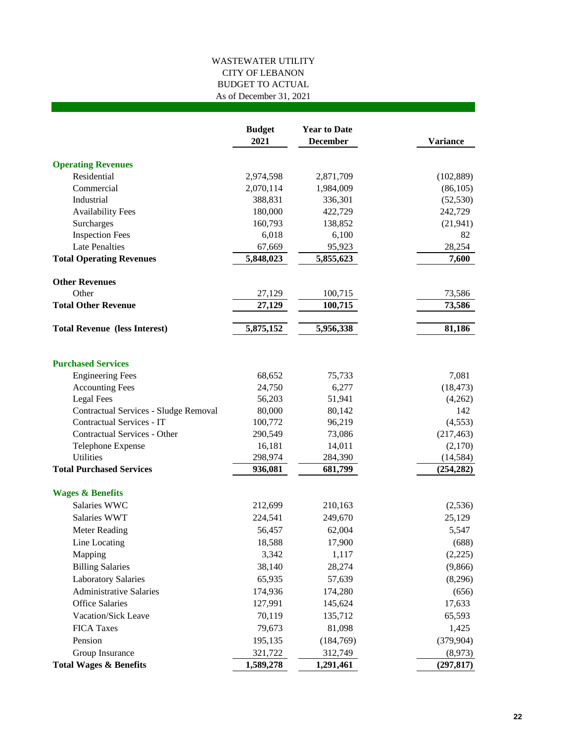# WASTEWATER UTILITY
## CITY OF LEBANON
## BUDGET TO ACTUAL
### As of December 31, 2021

| | Budget 2021 | Year to Date December | Variance |
|---|---|---|---|
| **Operating Revenues** | | | |
| Residential | 2,974,598 | 2,871,709 | (102,889) |
| Commercial | 2,070,114 | 1,984,009 | (86,105) |
| Industrial | 388,831 | 336,301 | (52,530) |
| Availability Fees | 180,000 | 422,729 | 242,729 |
| Surcharges | 160,793 | 138,852 | (21,941) |
| Inspection Fees | 6,018 | 6,100 | 82 |
| Late Penalties | 67,669 | 95,923 | 28,254 |
| **Total Operating Revenues** | **5,848,023** | **5,855,623** | **7,600** |
| **Other Revenues** | | | |
| Other | 27,129 | 100,715 | 73,586 |
| **Total Other Revenue** | **27,129** | **100,715** | **73,586** |
| **Total Revenue (less Interest)** | **5,875,152** | **5,956,338** | **81,186** |
| **Purchased Services** | | | |
| Engineering Fees | 68,652 | 75,733 | 7,081 |
| Accounting Fees | 24,750 | 6,277 | (18,473) |
| Legal Fees | 56,203 | 51,941 | (4,262) |
| Contractual Services - Sludge Removal | 80,000 | 80,142 | 142 |
| Contractual Services - IT | 100,772 | 96,219 | (4,553) |
| Contractual Services - Other | 290,549 | 73,086 | (217,463) |
| Telephone Expense | 16,181 | 14,011 | (2,170) |
| Utilities | 298,974 | 284,390 | (14,584) |
| **Total Purchased Services** | **936,081** | **681,799** | **(254,282)** |
| **Wages & Benefits** | | | |
| Salaries WWC | 212,699 | 210,163 | (2,536) |
| Salaries WWT | 224,541 | 249,670 | 25,129 |
| Meter Reading | 56,457 | 62,004 | 5,547 |
| Line Locating | 18,588 | 17,900 | (688) |
| Mapping | 3,342 | 1,117 | (2,225) |
| Billing Salaries | 38,140 | 28,274 | (9,866) |
| Laboratory Salaries | 65,935 | 57,639 | (8,296) |
| Administrative Salaries | 174,936 | 174,280 | (656) |
| Office Salaries | 127,991 | 145,624 | 17,633 |
| Vacation/Sick Leave | 70,119 | 135,712 | 65,593 |
| FICA Taxes | 79,673 | 81,098 | 1,425 |
| Pension | 195,135 | (184,769) | (379,904) |
| Group Insurance | 321,722 | 312,749 | (8,973) |
| **Total Wages & Benefits** | **1,589,278** | **1,291,461** | **(297,817)** |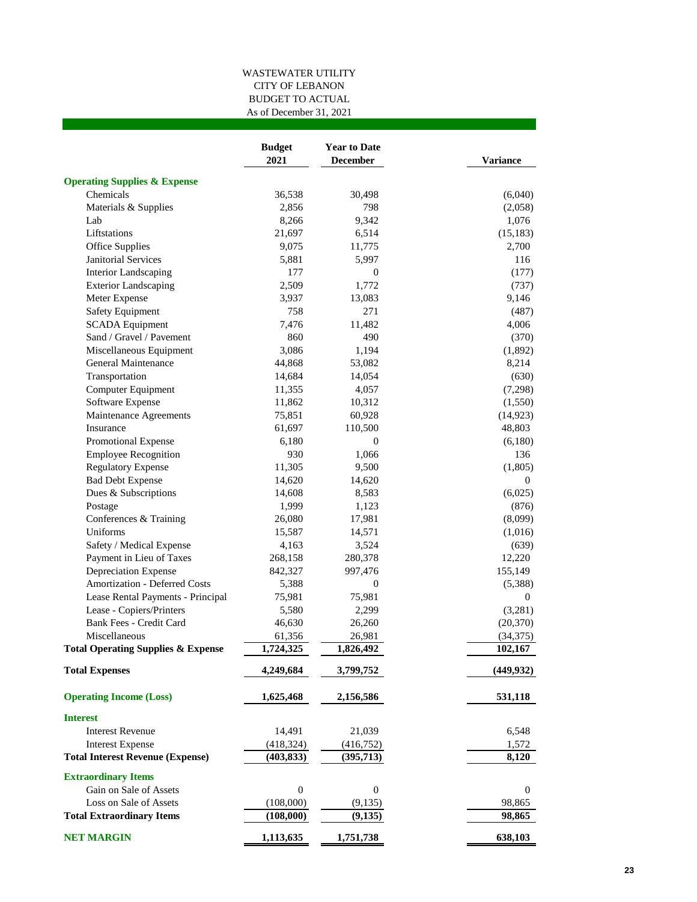WASTEWATER UTILITY
CITY OF LEBANON
BUDGET TO ACTUAL
As of December 31, 2021

| | Budget 2021 | Year to Date December | Variance |
|---|---|---|---|
| **Operating Supplies & Expense** | | | |
| Chemicals | 36,538 | 30,498 | (6,040) |
| Materials & Supplies | 2,856 | 798 | (2,058) |
| Lab | 8,266 | 9,342 | 1,076 |
| Liftstations | 21,697 | 6,514 | (15,183) |
| Office Supplies | 9,075 | 11,775 | 2,700 |
| Janitorial Services | 5,881 | 5,997 | 116 |
| Interior Landscaping | 177 | 0 | (177) |
| Exterior Landscaping | 2,509 | 1,772 | (737) |
| Meter Expense | 3,937 | 13,083 | 9,146 |
| Safety Equipment | 758 | 271 | (487) |
| SCADA Equipment | 7,476 | 11,482 | 4,006 |
| Sand / Gravel / Pavement | 860 | 490 | (370) |
| Miscellaneous Equipment | 3,086 | 1,194 | (1,892) |
| General Maintenance | 44,868 | 53,082 | 8,214 |
| Transportation | 14,684 | 14,054 | (630) |
| Computer Equipment | 11,355 | 4,057 | (7,298) |
| Software Expense | 11,862 | 10,312 | (1,550) |
| Maintenance Agreements | 75,851 | 60,928 | (14,923) |
| Insurance | 61,697 | 110,500 | 48,803 |
| Promotional Expense | 6,180 | 0 | (6,180) |
| Employee Recognition | 930 | 1,066 | 136 |
| Regulatory Expense | 11,305 | 9,500 | (1,805) |
| Bad Debt Expense | 14,620 | 14,620 | 0 |
| Dues & Subscriptions | 14,608 | 8,583 | (6,025) |
| Postage | 1,999 | 1,123 | (876) |
| Conferences & Training | 26,080 | 17,981 | (8,099) |
| Uniforms | 15,587 | 14,571 | (1,016) |
| Safety / Medical Expense | 4,163 | 3,524 | (639) |
| Payment in Lieu of Taxes | 268,158 | 280,378 | 12,220 |
| Depreciation Expense | 842,327 | 997,476 | 155,149 |
| Amortization - Deferred Costs | 5,388 | 0 | (5,388) |
| Lease Rental Payments - Principal | 75,981 | 75,981 | 0 |
| Lease - Copiers/Printers | 5,580 | 2,299 | (3,281) |
| Bank Fees - Credit Card | 46,630 | 26,260 | (20,370) |
| Miscellaneous | 61,356 | 26,981 | (34,375) |
| **Total Operating Supplies & Expense** | **1,724,325** | **1,826,492** | **102,167** |
| **Total Expenses** | **4,249,684** | **3,799,752** | **(449,932)** |
| **Operating Income (Loss)** | **1,625,468** | **2,156,586** | **531,118** |
| **Interest** | | | |
| Interest Revenue | 14,491 | 21,039 | 6,548 |
| Interest Expense | (418,324) | (416,752) | 1,572 |
| **Total Interest Revenue (Expense)** | **(403,833)** | **(395,713)** | **8,120** |
| **Extraordinary Items** | | | |
| Gain on Sale of Assets | 0 | 0 | 0 |
| Loss on Sale of Assets | (108,000) | (9,135) | 98,865 |
| **Total Extraordinary Items** | **(108,000)** | **(9,135)** | **98,865** |
| **NET MARGIN** | **1,113,635** | **1,751,738** | **638,103** |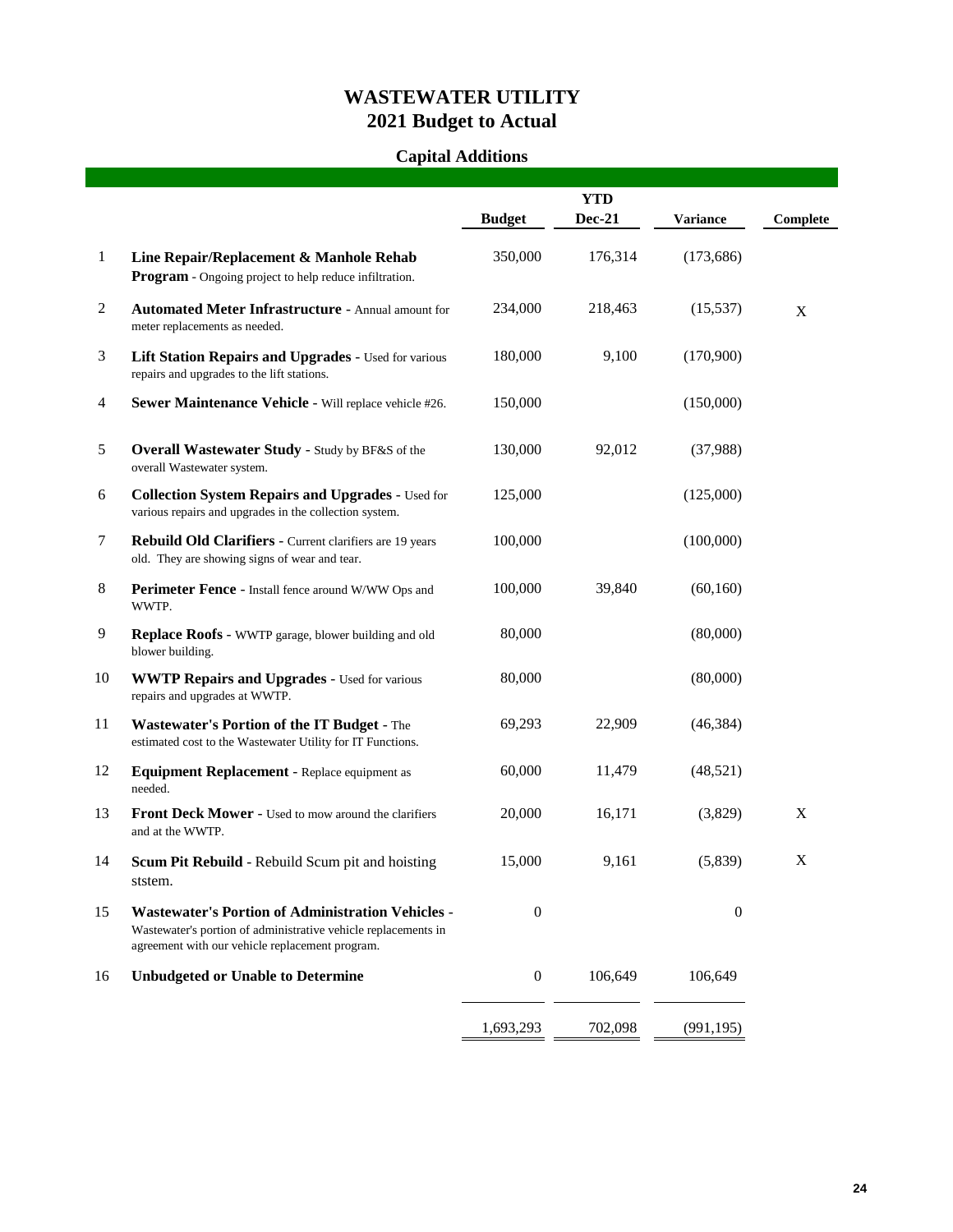# WASTEWATER UTILITY
# 2021 Budget to Actual

## Capital Additions

| | | Budget | YTD Dec-21 | Variance | Complete |
|---|---|---|---|---|---|
| 1 | **Line Repair/Replacement & Manhole Rehab Program** - Ongoing project to help reduce infiltration. | 350,000 | 176,314 | (173,686) | |
| 2 | **Automated Meter Infrastructure** - Annual amount for meter replacements as needed. | 234,000 | 218,463 | (15,537) | X |
| 3 | **Lift Station Repairs and Upgrades** - Used for various repairs and upgrades to the lift stations. | 180,000 | 9,100 | (170,900) | |
| 4 | **Sewer Maintenance Vehicle** - Will replace vehicle #26. | 150,000 | | (150,000) | |
| 5 | **Overall Wastewater Study** - Study by BF&S of the overall Wastewater system. | 130,000 | 92,012 | (37,988) | |
| 6 | **Collection System Repairs and Upgrades** - Used for various repairs and upgrades in the collection system. | 125,000 | | (125,000) | |
| 7 | **Rebuild Old Clarifiers** - Current clarifiers are 19 years old. They are showing signs of wear and tear. | 100,000 | | (100,000) | |
| 8 | **Perimeter Fence** - Install fence around W/WW Ops and WWTP. | 100,000 | 39,840 | (60,160) | |
| 9 | **Replace Roofs** - WWTP garage, blower building and old blower building. | 80,000 | | (80,000) | |
| 10 | **WWTP Repairs and Upgrades** - Used for various repairs and upgrades at WWTP. | 80,000 | | (80,000) | |
| 11 | **Wastewater's Portion of the IT Budget** - The estimated cost to the Wastewater Utility for IT Functions. | 69,293 | 22,909 | (46,384) | |
| 12 | **Equipment Replacement** - Replace equipment as needed. | 60,000 | 11,479 | (48,521) | |
| 13 | **Front Deck Mower** - Used to mow around the clarifiers and at the WWTP. | 20,000 | 16,171 | (3,829) | X |
| 14 | **Scum Pit Rebuild** - Rebuild Scum pit and hoisting ststem. | 15,000 | 9,161 | (5,839) | X |
| 15 | **Wastewater's Portion of Administration Vehicles** - Wastewater's portion of administrative vehicle replacements in agreement with our vehicle replacement program. | 0 | | 0 | |
| 16 | **Unbudgeted or Unable to Determine** | 0 | 106,649 | 106,649 | |
| | | 1,693,293 | 702,098 | (991,195) | |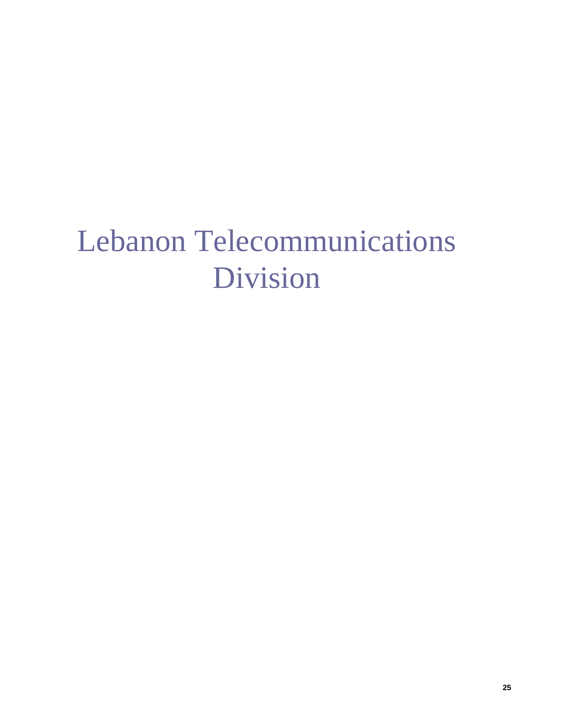# Lebanon Telecommunications Division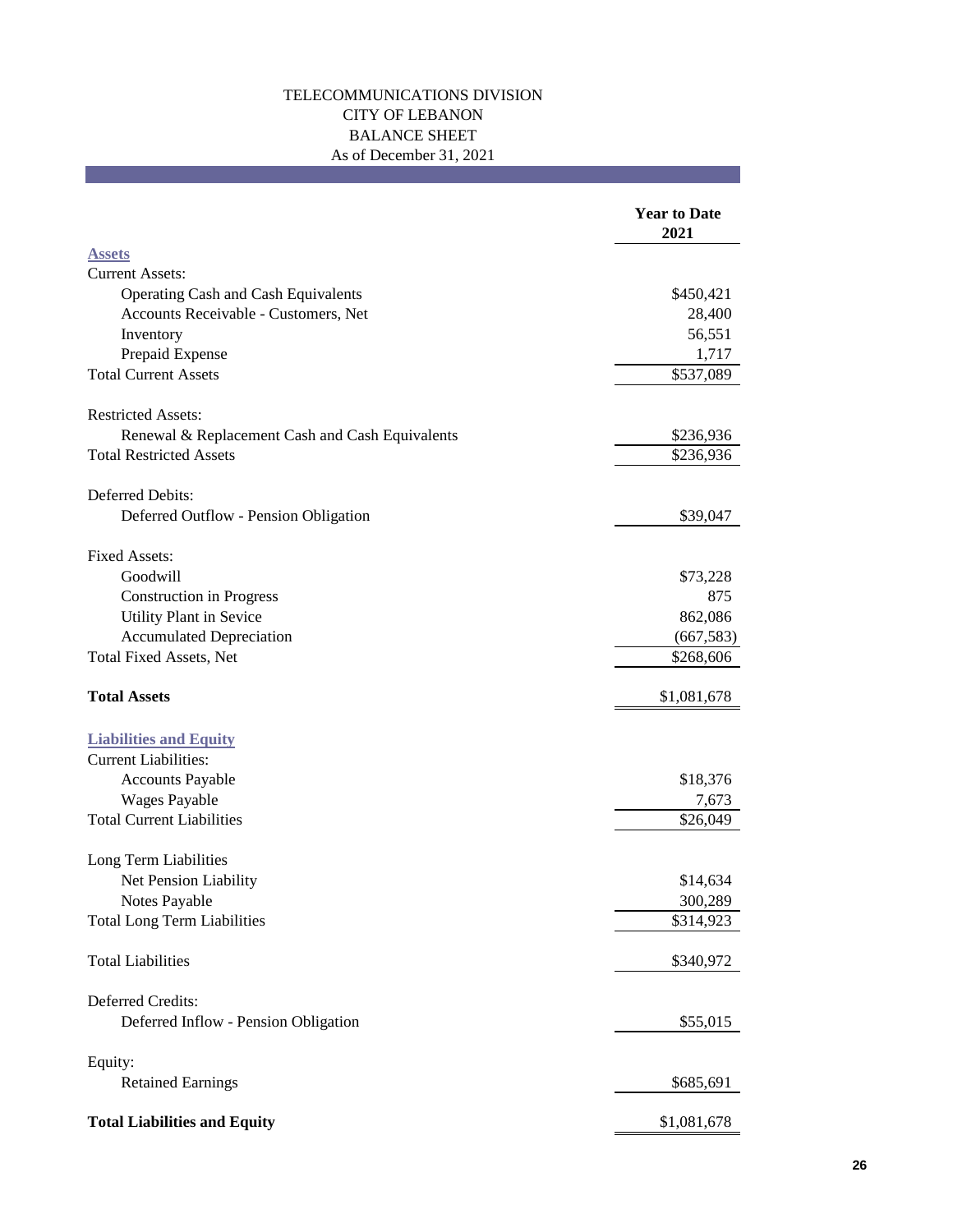# TELECOMMUNICATIONS DIVISION
## CITY OF LEBANON
## BALANCE SHEET
### As of December 31, 2021

| | Year to Date 2021 |
|---|---|
| **Assets** | |
| Current Assets: | |
| Operating Cash and Cash Equivalents | $450,421 |
| Accounts Receivable - Customers, Net | 28,400 |
| Inventory | 56,551 |
| Prepaid Expense | 1,717 |
| Total Current Assets | $537,089 |
| | |
| Restricted Assets: | |
| Renewal & Replacement Cash and Cash Equivalents | $236,936 |
| Total Restricted Assets | $236,936 |
| | |
| Deferred Debits: | |
| Deferred Outflow - Pension Obligation | $39,047 |
| | |
| Fixed Assets: | |
| Goodwill | $73,228 |
| Construction in Progress | 875 |
| Utility Plant in Sevice | 862,086 |
| Accumulated Depreciation | (667,583) |
| Total Fixed Assets, Net | $268,606 |
| | |
| **Total Assets** | $1,081,678 |
| | |
| **Liabilities and Equity** | |
| Current Liabilities: | |
| Accounts Payable | $18,376 |
| Wages Payable | 7,673 |
| Total Current Liabilities | $26,049 |
| | |
| Long Term Liabilities | |
| Net Pension Liability | $14,634 |
| Notes Payable | 300,289 |
| Total Long Term Liabilities | $314,923 |
| | |
| Total Liabilities | $340,972 |
| | |
| Deferred Credits: | |
| Deferred Inflow - Pension Obligation | $55,015 |
| | |
| Equity: | |
| Retained Earnings | $685,691 |
| | |
| **Total Liabilities and Equity** | $1,081,678 |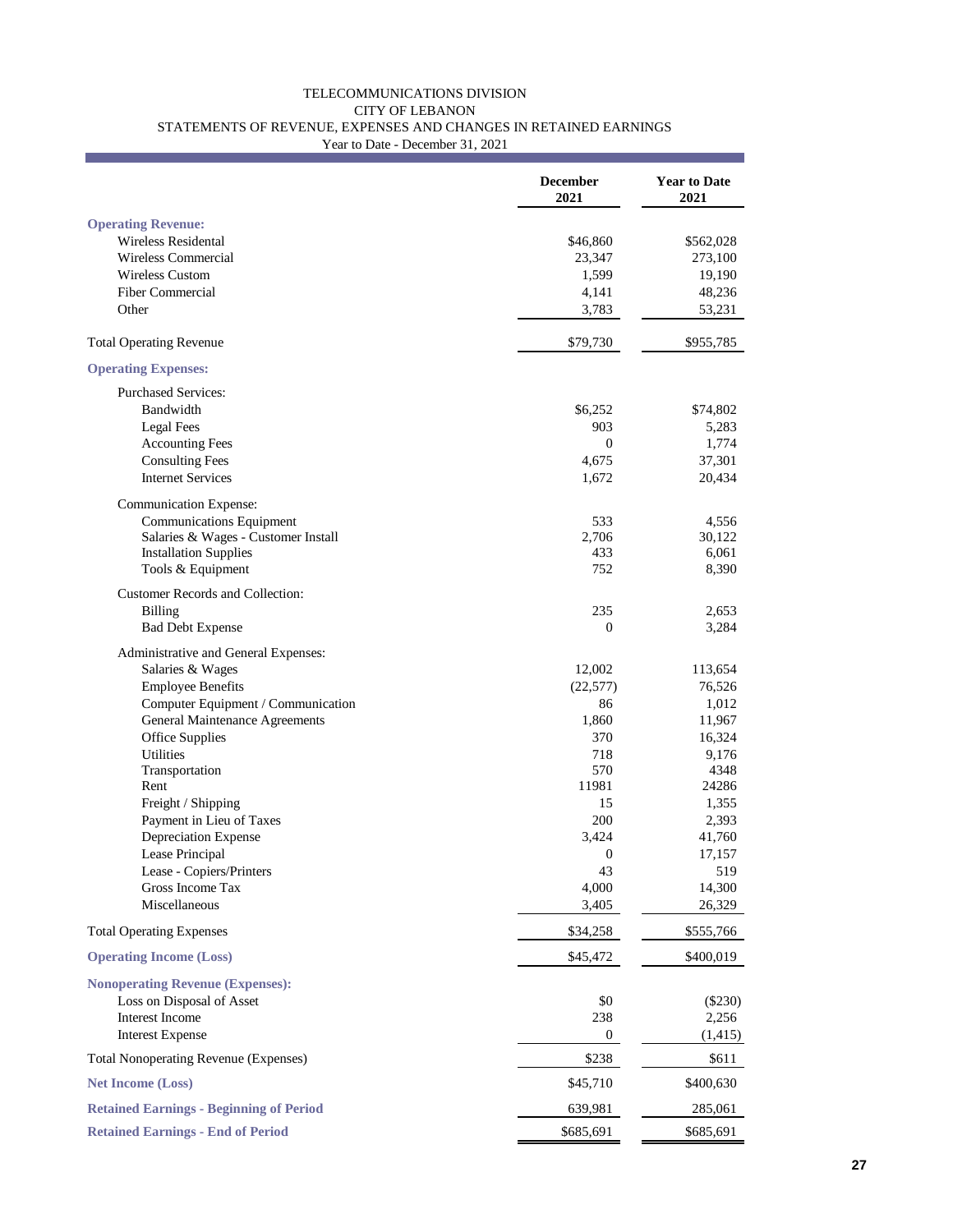TELECOMMUNICATIONS DIVISION
CITY OF LEBANON
STATEMENTS OF REVENUE, EXPENSES AND CHANGES IN RETAINED EARNINGS
Year to Date - December 31, 2021

| | December 2021 | Year to Date 2021 |
|---|---|---|
| **Operating Revenue:** | | |
| Wireless Residental | $46,860 | $562,028 |
| Wireless Commercial | 23,347 | 273,100 |
| Wireless Custom | 1,599 | 19,190 |
| Fiber Commercial | 4,141 | 48,236 |
| Other | 3,783 | 53,231 |
| Total Operating Revenue | $79,730 | $955,785 |
| **Operating Expenses:** | | |
| Purchased Services: | | |
| Bandwidth | $6,252 | $74,802 |
| Legal Fees | 903 | 5,283 |
| Accounting Fees | 0 | 1,774 |
| Consulting Fees | 4,675 | 37,301 |
| Internet Services | 1,672 | 20,434 |
| Communication Expense: | | |
| Communications Equipment | 533 | 4,556 |
| Salaries & Wages - Customer Install | 2,706 | 30,122 |
| Installation Supplies | 433 | 6,061 |
| Tools & Equipment | 752 | 8,390 |
| Customer Records and Collection: | | |
| Billing | 235 | 2,653 |
| Bad Debt Expense | 0 | 3,284 |
| Administrative and General Expenses: | | |
| Salaries & Wages | 12,002 | 113,654 |
| Employee Benefits | (22,577) | 76,526 |
| Computer Equipment / Communication | 86 | 1,012 |
| General Maintenance Agreements | 1,860 | 11,967 |
| Office Supplies | 370 | 16,324 |
| Utilities | 718 | 9,176 |
| Transportation | 570 | 4348 |
| Rent | 11981 | 24286 |
| Freight / Shipping | 15 | 1,355 |
| Payment in Lieu of Taxes | 200 | 2,393 |
| Depreciation Expense | 3,424 | 41,760 |
| Lease Principal | 0 | 17,157 |
| Lease - Copiers/Printers | 43 | 519 |
| Gross Income Tax | 4,000 | 14,300 |
| Miscellaneous | 3,405 | 26,329 |
| Total Operating Expenses | $34,258 | $555,766 |
| **Operating Income (Loss)** | $45,472 | $400,019 |
| **Nonoperating Revenue (Expenses):** | | |
| Loss on Disposal of Asset | $0 | ($230) |
| Interest Income | 238 | 2,256 |
| Interest Expense | 0 | (1,415) |
| Total Nonoperating Revenue (Expenses) | $238 | $611 |
| **Net Income (Loss)** | $45,710 | $400,630 |
| **Retained Earnings - Beginning of Period** | 639,981 | 285,061 |
| **Retained Earnings - End of Period** | $685,691 | $685,691 |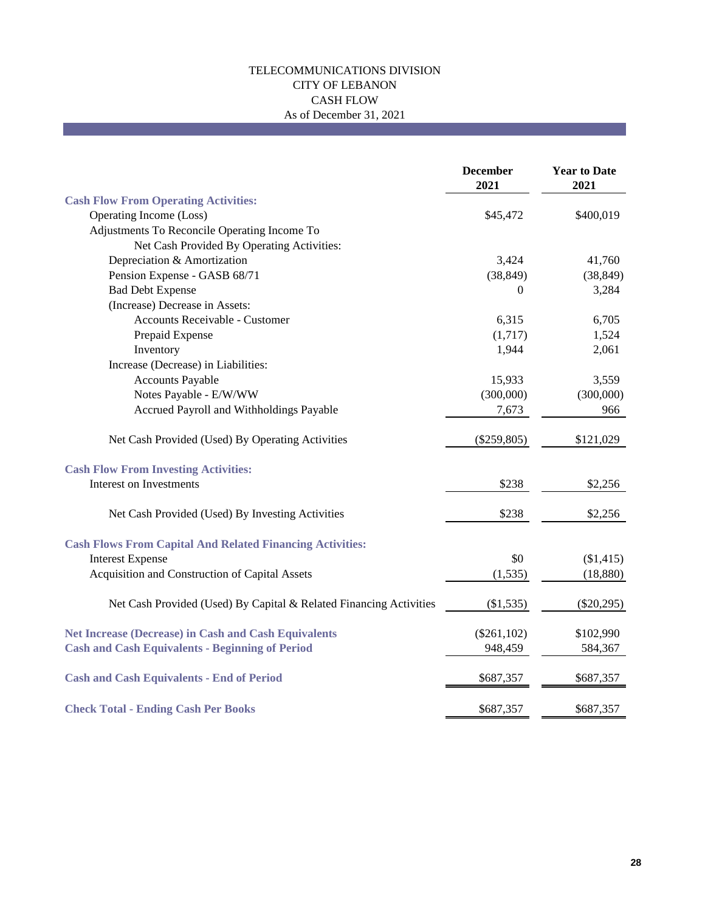TELECOMMUNICATIONS DIVISION
CITY OF LEBANON
CASH FLOW
As of December 31, 2021

| | December 2021 | Year to Date 2021 |
|---|---|---|
| **Cash Flow From Operating Activities:** | | |
| Operating Income (Loss) | $45,472 | $400,019 |
| Adjustments To Reconcile Operating Income To Net Cash Provided By Operating Activities: | | |
| Depreciation & Amortization | 3,424 | 41,760 |
| Pension Expense - GASB 68/71 | (38,849) | (38,849) |
| Bad Debt Expense | 0 | 3,284 |
| (Increase) Decrease in Assets: | | |
| Accounts Receivable - Customer | 6,315 | 6,705 |
| Prepaid Expense | (1,717) | 1,524 |
| Inventory | 1,944 | 2,061 |
| Increase (Decrease) in Liabilities: | | |
| Accounts Payable | 15,933 | 3,559 |
| Notes Payable - E/W/WW | (300,000) | (300,000) |
| Accrued Payroll and Withholdings Payable | 7,673 | 966 |
| Net Cash Provided (Used) By Operating Activities | ($259,805) | $121,029 |
| **Cash Flow From Investing Activities:** | | |
| Interest on Investments | $238 | $2,256 |
| Net Cash Provided (Used) By Investing Activities | $238 | $2,256 |
| **Cash Flows From Capital And Related Financing Activities:** | | |
| Interest Expense | $0 | ($1,415) |
| Acquisition and Construction of Capital Assets | (1,535) | (18,880) |
| Net Cash Provided (Used) By Capital & Related Financing Activities | ($1,535) | ($20,295) |
| **Net Increase (Decrease) in Cash and Cash Equivalents** | ($261,102) | $102,990 |
| **Cash and Cash Equivalents - Beginning of Period** | 948,459 | 584,367 |
| **Cash and Cash Equivalents - End of Period** | $687,357 | $687,357 |
| **Check Total - Ending Cash Per Books** | $687,357 | $687,357 |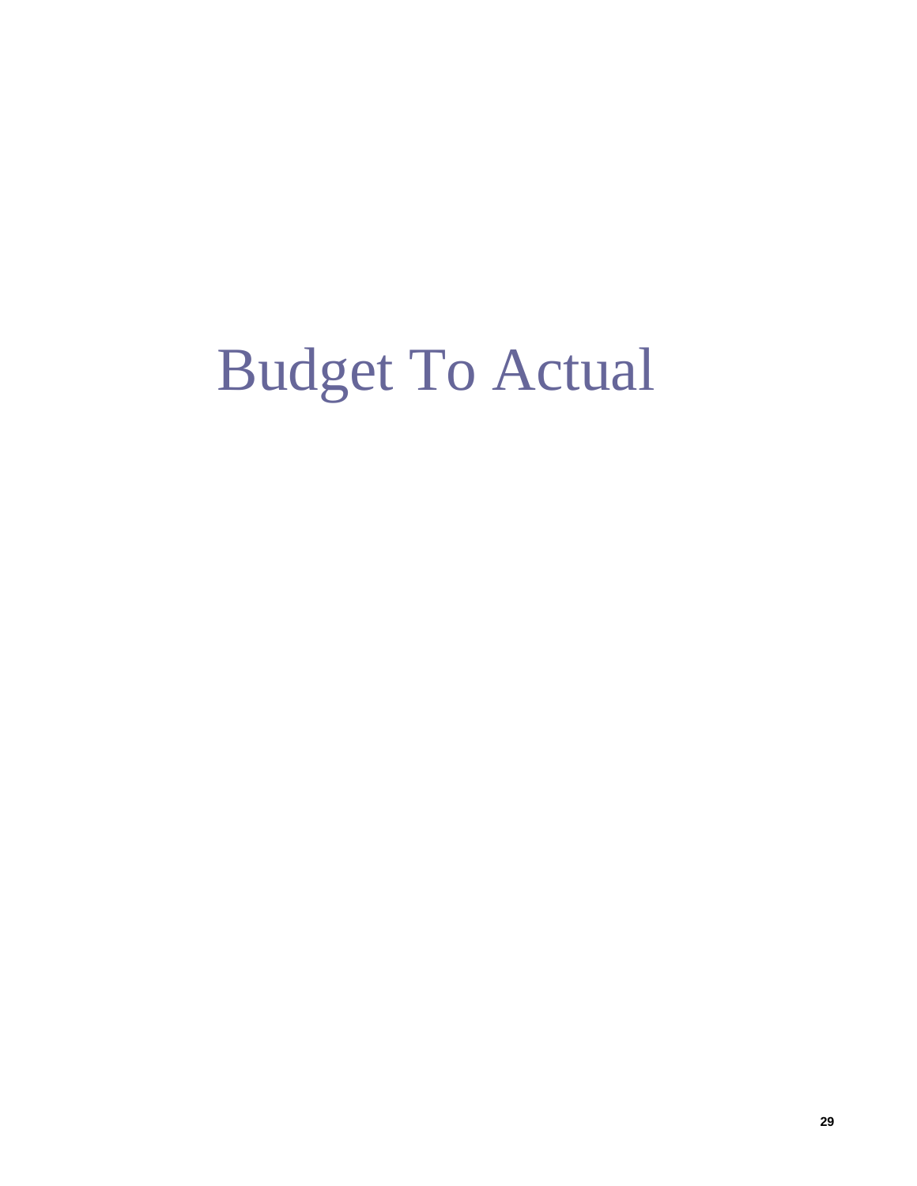# Budget To Actual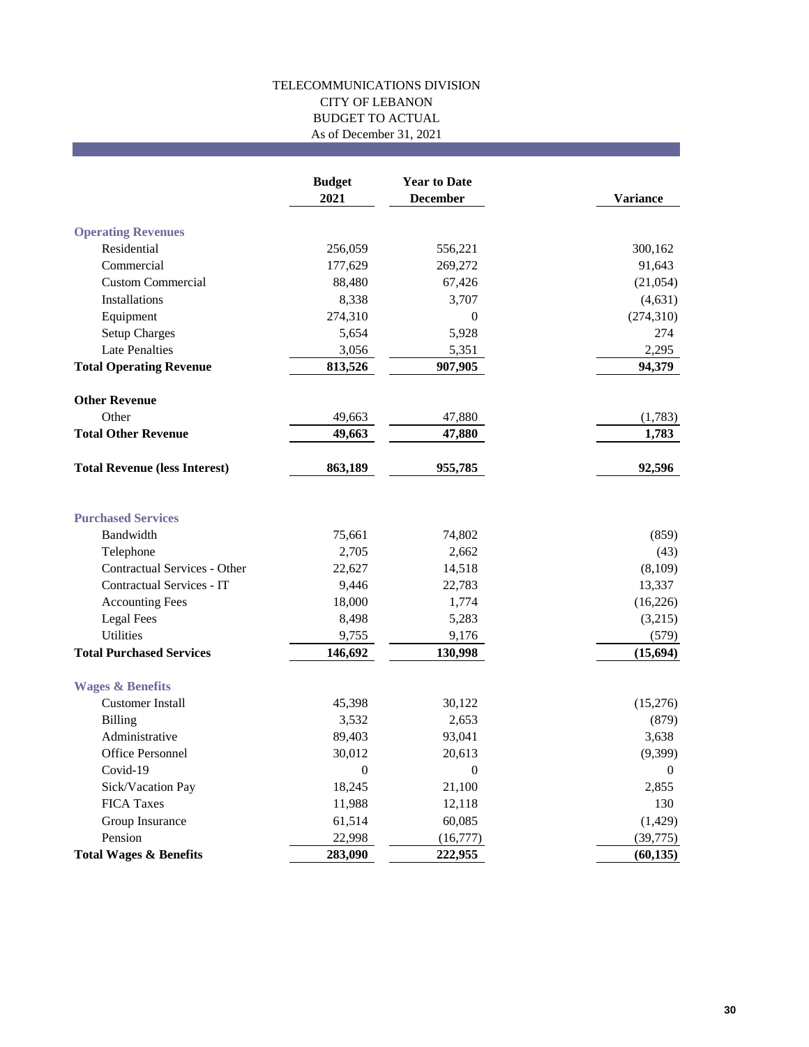TELECOMMUNICATIONS DIVISION
CITY OF LEBANON
BUDGET TO ACTUAL
As of December 31, 2021

| | Budget 2021 | Year to Date December | Variance |
|---|---|---|---|
| **Operating Revenues** | | | |
| Residential | 256,059 | 556,221 | 300,162 |
| Commercial | 177,629 | 269,272 | 91,643 |
| Custom Commercial | 88,480 | 67,426 | (21,054) |
| Installations | 8,338 | 3,707 | (4,631) |
| Equipment | 274,310 | 0 | (274,310) |
| Setup Charges | 5,654 | 5,928 | 274 |
| Late Penalties | 3,056 | 5,351 | 2,295 |
| **Total Operating Revenue** | **813,526** | **907,905** | **94,379** |
| **Other Revenue** | | | |
| Other | 49,663 | 47,880 | (1,783) |
| **Total Other Revenue** | **49,663** | **47,880** | **1,783** |
| **Total Revenue (less Interest)** | **863,189** | **955,785** | **92,596** |
| **Purchased Services** | | | |
| Bandwidth | 75,661 | 74,802 | (859) |
| Telephone | 2,705 | 2,662 | (43) |
| Contractual Services - Other | 22,627 | 14,518 | (8,109) |
| Contractual Services - IT | 9,446 | 22,783 | 13,337 |
| Accounting Fees | 18,000 | 1,774 | (16,226) |
| Legal Fees | 8,498 | 5,283 | (3,215) |
| Utilities | 9,755 | 9,176 | (579) |
| **Total Purchased Services** | **146,692** | **130,998** | **(15,694)** |
| **Wages & Benefits** | | | |
| Customer Install | 45,398 | 30,122 | (15,276) |
| Billing | 3,532 | 2,653 | (879) |
| Administrative | 89,403 | 93,041 | 3,638 |
| Office Personnel | 30,012 | 20,613 | (9,399) |
| Covid-19 | 0 | 0 | 0 |
| Sick/Vacation Pay | 18,245 | 21,100 | 2,855 |
| FICA Taxes | 11,988 | 12,118 | 130 |
| Group Insurance | 61,514 | 60,085 | (1,429) |
| Pension | 22,998 | (16,777) | (39,775) |
| **Total Wages & Benefits** | **283,090** | **222,955** | **(60,135)** |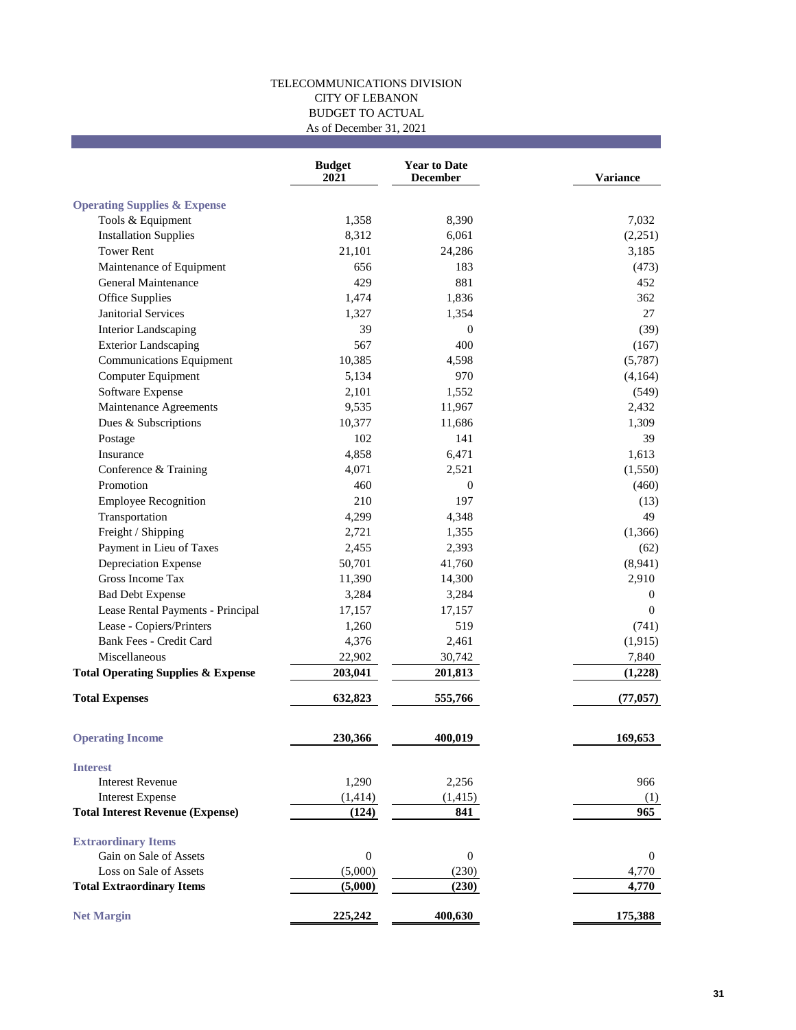TELECOMMUNICATIONS DIVISION
CITY OF LEBANON
BUDGET TO ACTUAL
As of December 31, 2021

| | Budget 2021 | Year to Date December | Variance |
|---|---|---|---|
| **Operating Supplies & Expense** | | | |
| Tools & Equipment | 1,358 | 8,390 | 7,032 |
| Installation Supplies | 8,312 | 6,061 | (2,251) |
| Tower Rent | 21,101 | 24,286 | 3,185 |
| Maintenance of Equipment | 656 | 183 | (473) |
| General Maintenance | 429 | 881 | 452 |
| Office Supplies | 1,474 | 1,836 | 362 |
| Janitorial Services | 1,327 | 1,354 | 27 |
| Interior Landscaping | 39 | 0 | (39) |
| Exterior Landscaping | 567 | 400 | (167) |
| Communications Equipment | 10,385 | 4,598 | (5,787) |
| Computer Equipment | 5,134 | 970 | (4,164) |
| Software Expense | 2,101 | 1,552 | (549) |
| Maintenance Agreements | 9,535 | 11,967 | 2,432 |
| Dues & Subscriptions | 10,377 | 11,686 | 1,309 |
| Postage | 102 | 141 | 39 |
| Insurance | 4,858 | 6,471 | 1,613 |
| Conference & Training | 4,071 | 2,521 | (1,550) |
| Promotion | 460 | 0 | (460) |
| Employee Recognition | 210 | 197 | (13) |
| Transportation | 4,299 | 4,348 | 49 |
| Freight / Shipping | 2,721 | 1,355 | (1,366) |
| Payment in Lieu of Taxes | 2,455 | 2,393 | (62) |
| Depreciation Expense | 50,701 | 41,760 | (8,941) |
| Gross Income Tax | 11,390 | 14,300 | 2,910 |
| Bad Debt Expense | 3,284 | 3,284 | 0 |
| Lease Rental Payments - Principal | 17,157 | 17,157 | 0 |
| Lease - Copiers/Printers | 1,260 | 519 | (741) |
| Bank Fees - Credit Card | 4,376 | 2,461 | (1,915) |
| Miscellaneous | 22,902 | 30,742 | 7,840 |
| **Total Operating Supplies & Expense** | **203,041** | **201,813** | **(1,228)** |
| **Total Expenses** | **632,823** | **555,766** | **(77,057)** |
| **Operating Income** | **230,366** | **400,019** | **169,653** |
| **Interest** | | | |
| Interest Revenue | 1,290 | 2,256 | 966 |
| Interest Expense | (1,414) | (1,415) | (1) |
| **Total Interest Revenue (Expense)** | **(124)** | **841** | **965** |
| **Extraordinary Items** | | | |
| Gain on Sale of Assets | 0 | 0 | 0 |
| Loss on Sale of Assets | (5,000) | (230) | 4,770 |
| **Total Extraordinary Items** | **(5,000)** | **(230)** | **4,770** |
| **Net Margin** | **225,242** | **400,630** | **175,388** |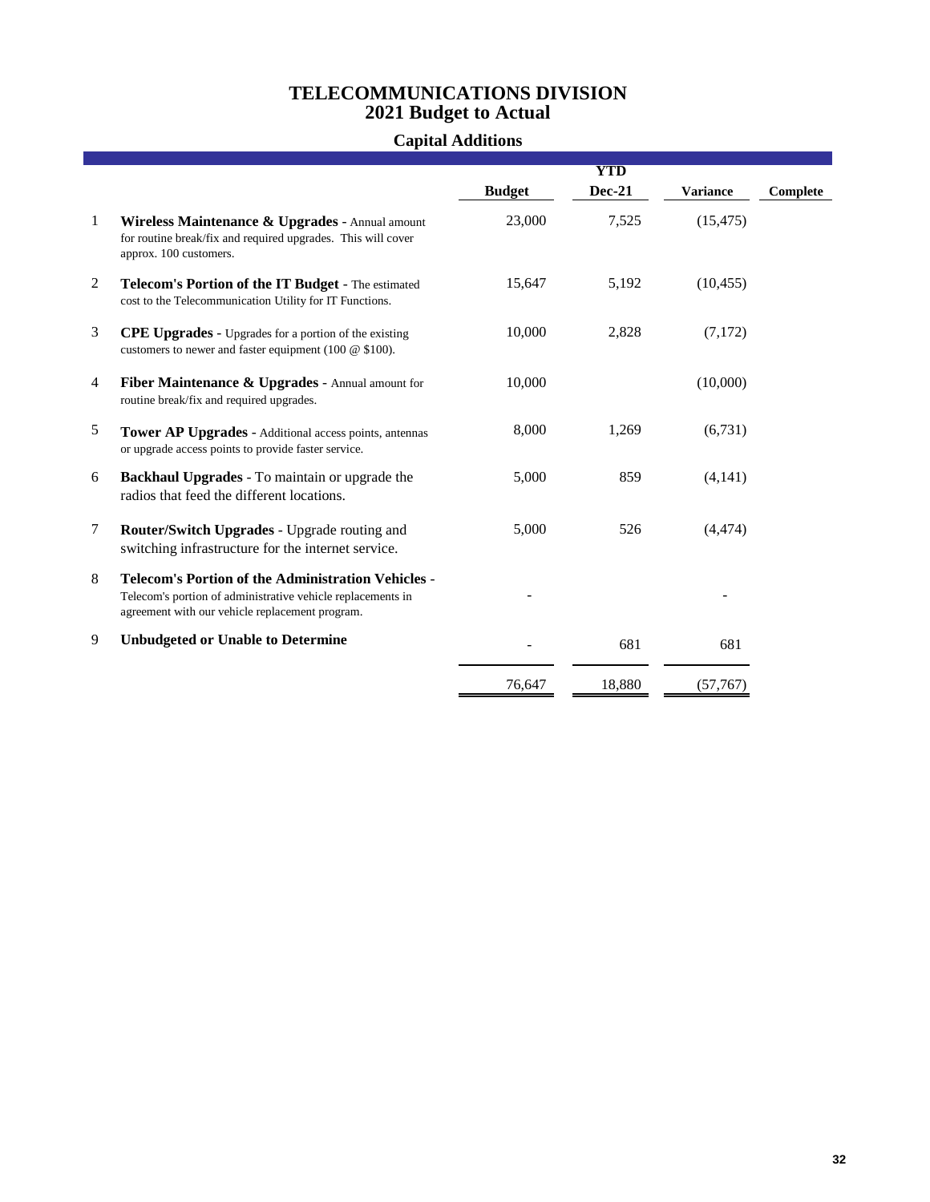# TELECOMMUNICATIONS DIVISION
## 2021 Budget to Actual
### Capital Additions

| | | Budget | YTD Dec-21 | Variance | Complete |
|---|---|---|---|---|---|
| 1 | **Wireless Maintenance & Upgrades** - Annual amount for routine break/fix and required upgrades. This will cover approx. 100 customers. | 23,000 | 7,525 | (15,475) | |
| 2 | **Telecom's Portion of the IT Budget** - The estimated cost to the Telecommunication Utility for IT Functions. | 15,647 | 5,192 | (10,455) | |
| 3 | **CPE Upgrades** - Upgrades for a portion of the existing customers to newer and faster equipment (100 @ $100). | 10,000 | 2,828 | (7,172) | |
| 4 | **Fiber Maintenance & Upgrades** - Annual amount for routine break/fix and required upgrades. | 10,000 | | (10,000) | |
| 5 | **Tower AP Upgrades** - Additional access points, antennas or upgrade access points to provide faster service. | 8,000 | 1,269 | (6,731) | |
| 6 | **Backhaul Upgrades** - To maintain or upgrade the radios that feed the different locations. | 5,000 | 859 | (4,141) | |
| 7 | **Router/Switch Upgrades** - Upgrade routing and switching infrastructure for the internet service. | 5,000 | 526 | (4,474) | |
| 8 | **Telecom's Portion of the Administration Vehicles** - Telecom's portion of administrative vehicle replacements in agreement with our vehicle replacement program. | - | | - | |
| 9 | **Unbudgeted or Unable to Determine** | - | 681 | 681 | |
| | | 76,647 | 18,880 | (57,767) | |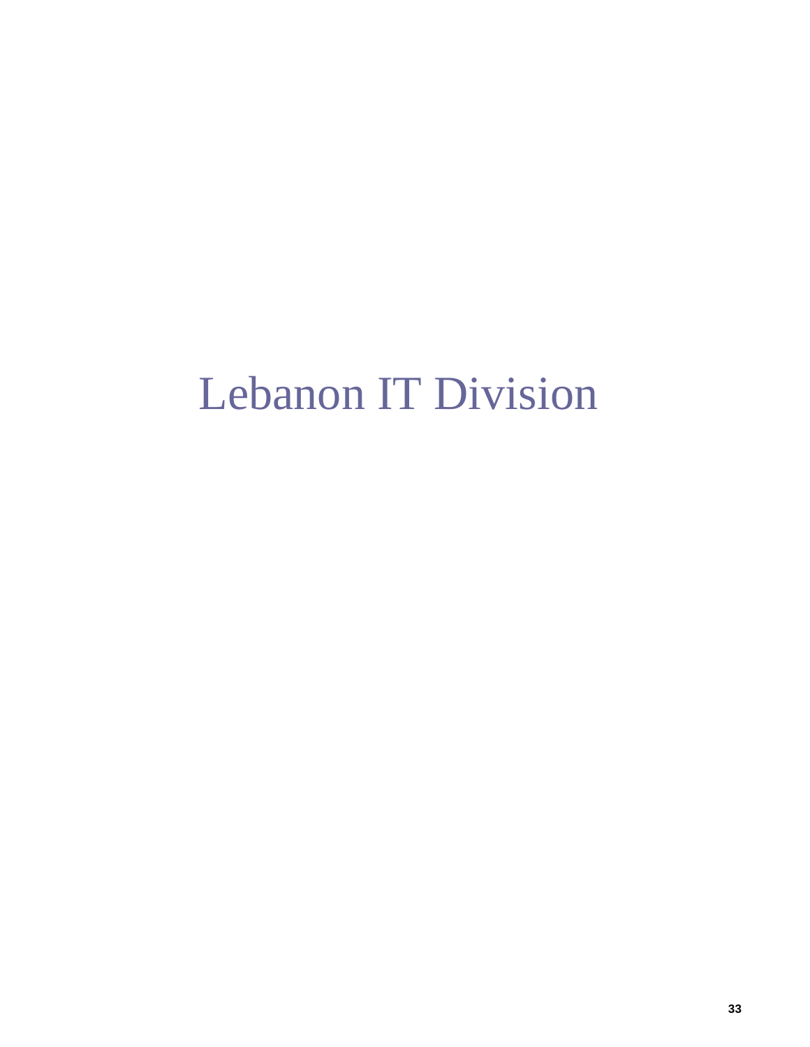# Lebanon IT Division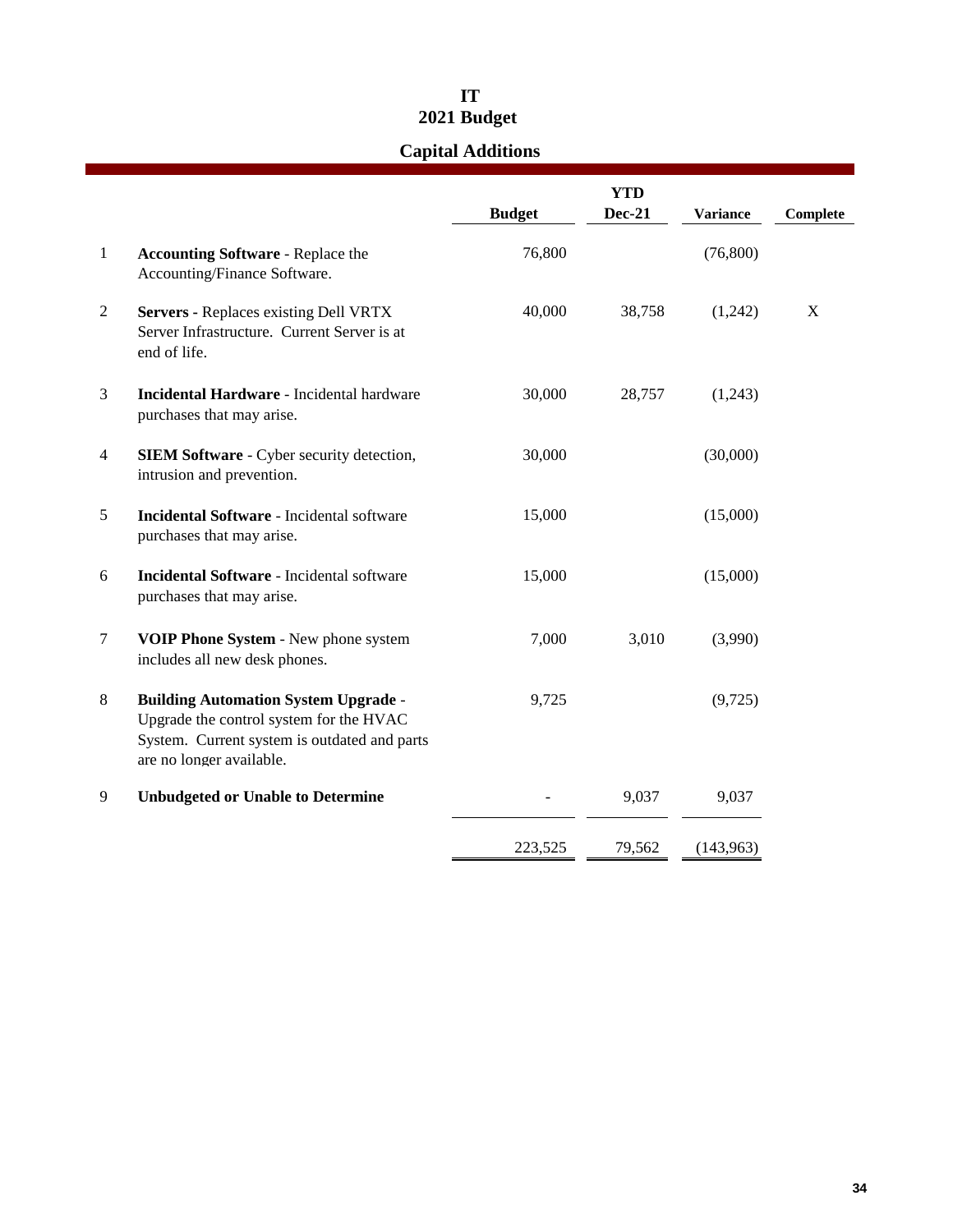# IT
# 2021 Budget

## Capital Additions

| | | Budget | YTD Dec-21 | Variance | Complete |
|---|---|---|---|---|---|
| 1 | **Accounting Software** - Replace the Accounting/Finance Software. | 76,800 | | (76,800) | |
| 2 | **Servers** - Replaces existing Dell VRTX Server Infrastructure. Current Server is at end of life. | 40,000 | 38,758 | (1,242) | X |
| 3 | **Incidental Hardware** - Incidental hardware purchases that may arise. | 30,000 | 28,757 | (1,243) | |
| 4 | **SIEM Software** - Cyber security detection, intrusion and prevention. | 30,000 | | (30,000) | |
| 5 | **Incidental Software** - Incidental software purchases that may arise. | 15,000 | | (15,000) | |
| 6 | **Incidental Software** - Incidental software purchases that may arise. | 15,000 | | (15,000) | |
| 7 | **VOIP Phone System** - New phone system includes all new desk phones. | 7,000 | 3,010 | (3,990) | |
| 8 | **Building Automation System Upgrade** - Upgrade the control system for the HVAC System. Current system is outdated and parts are no longer available. | 9,725 | | (9,725) | |
| 9 | **Unbudgeted or Unable to Determine** | - | 9,037 | 9,037 | |
| | | 223,525 | 79,562 | (143,963) | |